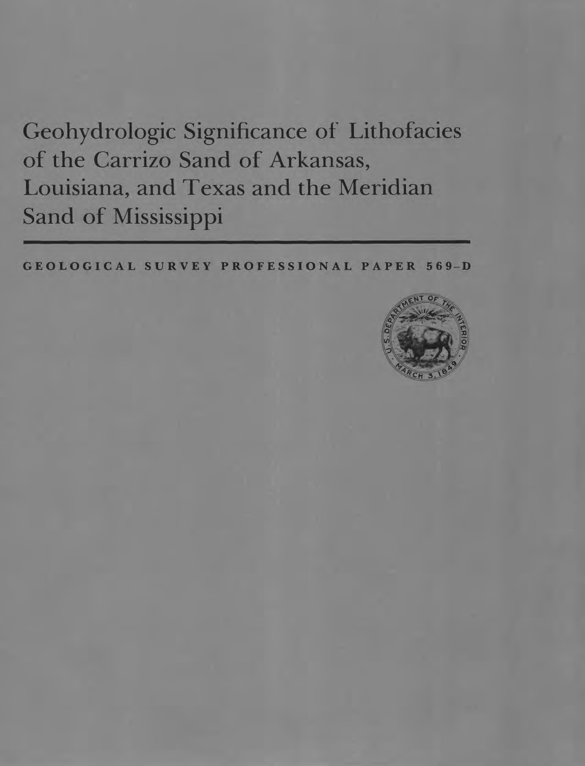# Geohydrologic Significance of Lithofacies of the Carrizo Sand of Arkansas, Louisiana, and Texas and the Meridian Sand of Mississippi

GEOLOGICAL SURVEY PROFESSIONAL PAPER 569-D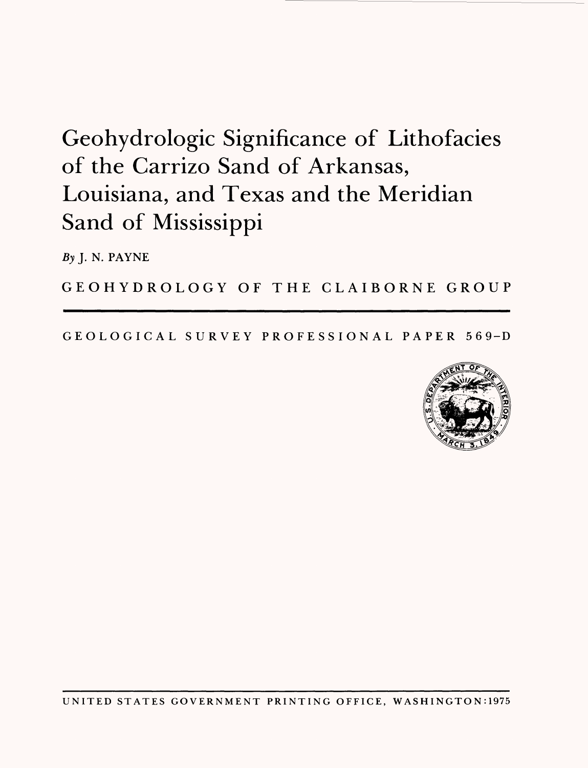# Geohydrologic Significance of Lithofacies of the Carrizo Sand of Arkansas, Louisiana, and Texas and the Meridian Sand of Mississippi

*By* J. N. PAYNE

GEOHYDROLOGY OF THE CLAIBORNE GROUP

---

GEOLOGICAL SURVEY PROFESSIONAL PAPER 569–D

---

UNITED STATES GOVERNMENT PRINTING OFFICE, WASHINGTON:1975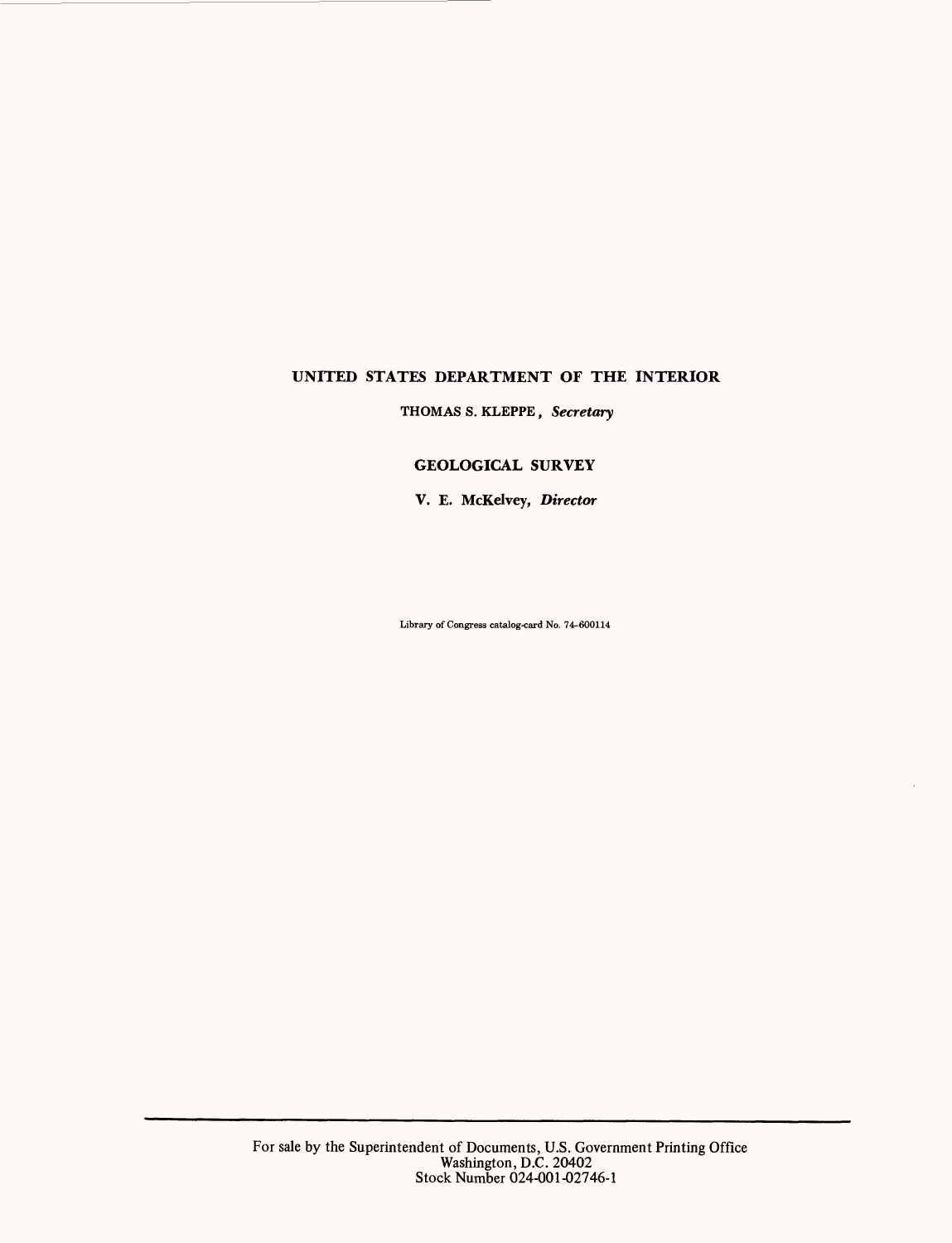**UNITED STATES DEPARTMENT OF THE INTERIOR**

**THOMAS S. KLEPPE,** ***Secretary***

**GEOLOGICAL SURVEY**

**V. E. McKelvey,** ***Director***

Library of Congress catalog-card No. 74-600114

For sale by the Superintendent of Documents, U.S. Government Printing Office
Washington, D.C. 20402
Stock Number 024-001-02746-1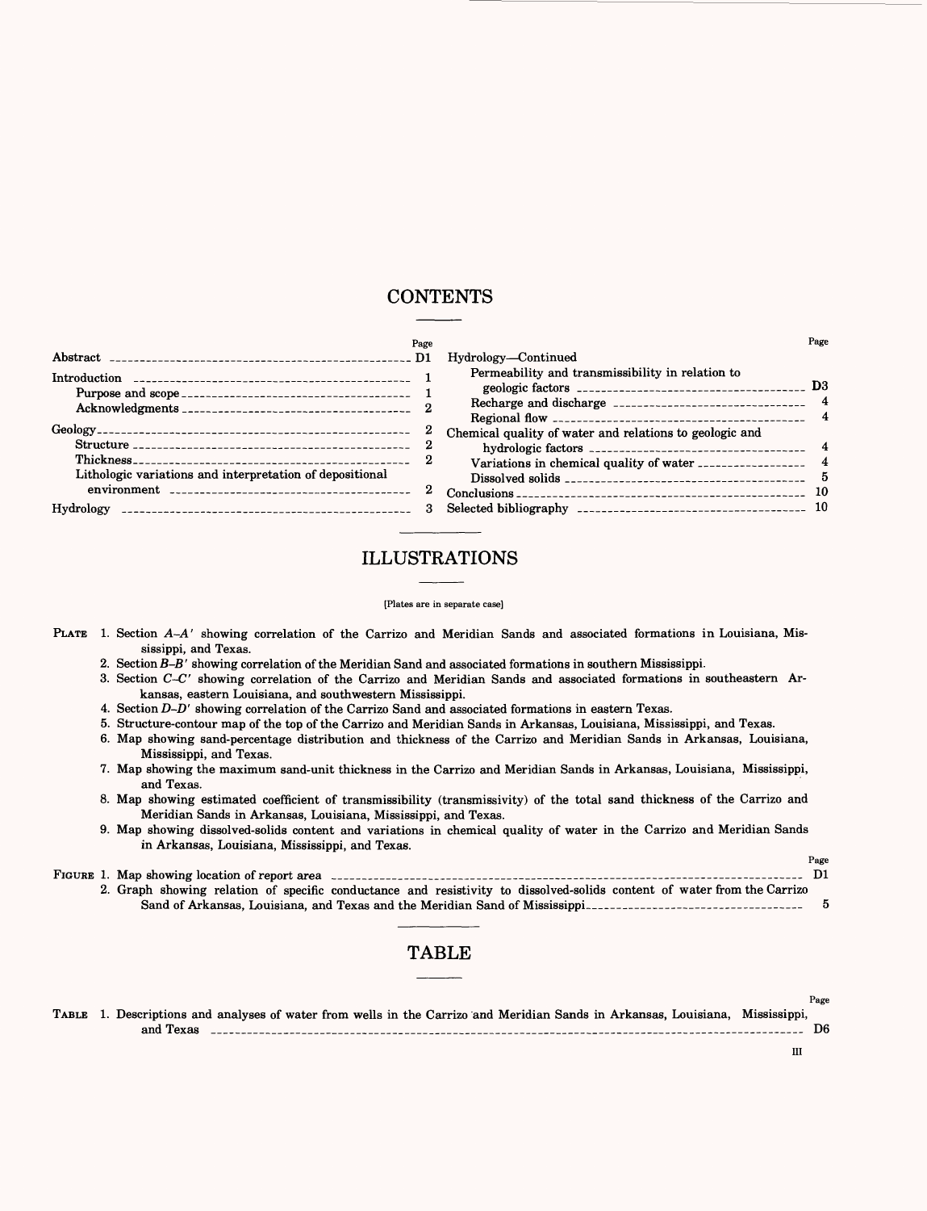# CONTENTS

| | Page |
|---|---|
| Abstract | D1 |
| Introduction | 1 |
| Purpose and scope | 1 |
| Acknowledgments | 2 |
| Geology | 2 |
| Structure | 2 |
| Thickness | 2 |
| Lithologic variations and interpretation of depositional environment | 2 |
| Hydrology | 3 |
| Hydrology—Continued | |
| Permeability and transmissibility in relation to geologic factors | D3 |
| Recharge and discharge | 4 |
| Regional flow | 4 |
| Chemical quality of water and relations to geologic and hydrologic factors | 4 |
| Variations in chemical quality of water | 4 |
| Dissolved solids | 5 |
| Conclusions | 10 |
| Selected bibliography | 10 |

# ILLUSTRATIONS

[Plates are in separate case]

PLATE 1. Section *A–A′* showing correlation of the Carrizo and Meridian Sands and associated formations in Louisiana, Mississippi, and Texas.
2. Section *B–B′* showing correlation of the Meridian Sand and associated formations in southern Mississippi.
3. Section *C–C′* showing correlation of the Carrizo and Meridian Sands and associated formations in southeastern Arkansas, eastern Louisiana, and southwestern Mississippi.
4. Section *D–D′* showing correlation of the Carrizo Sand and associated formations in eastern Texas.
5. Structure-contour map of the top of the Carrizo and Meridian Sands in Arkansas, Louisiana, Mississippi, and Texas.
6. Map showing sand-percentage distribution and thickness of the Carrizo and Meridian Sands in Arkansas, Louisiana, Mississippi, and Texas.
7. Map showing the maximum sand-unit thickness in the Carrizo and Meridian Sands in Arkansas, Louisiana, Mississippi, and Texas.
8. Map showing estimated coefficient of transmissibility (transmissivity) of the total sand thickness of the Carrizo and Meridian Sands in Arkansas, Louisiana, Mississippi, and Texas.
9. Map showing dissolved-solids content and variations in chemical quality of water in the Carrizo and Meridian Sands in Arkansas, Louisiana, Mississippi, and Texas.

| | Page |
|---|---|
| FIGURE 1. Map showing location of report area | D1 |
| 2. Graph showing relation of specific conductance and resistivity to dissolved-solids content of water from the Carrizo Sand of Arkansas, Louisiana, and Texas and the Meridian Sand of Mississippi | 5 |

# TABLE

| | Page |
|---|---|
| TABLE 1. Descriptions and analyses of water from wells in the Carrizo and Meridian Sands in Arkansas, Louisiana, Mississippi, and Texas | D6 |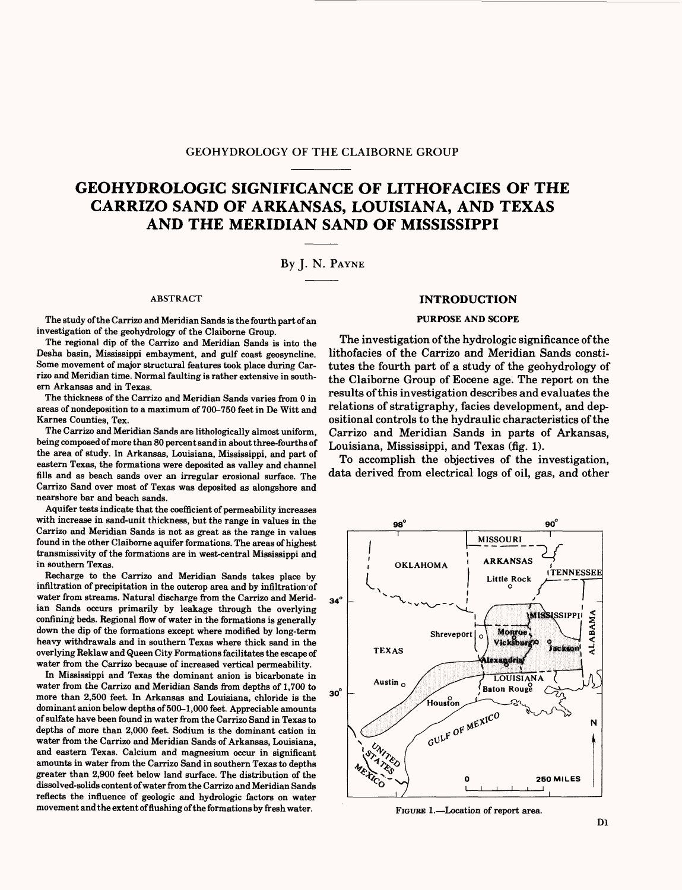GEOHYDROLOGY OF THE CLAIBORNE GROUP

# GEOHYDROLOGIC SIGNIFICANCE OF LITHOFACIES OF THE CARRIZO SAND OF ARKANSAS, LOUISIANA, AND TEXAS AND THE MERIDIAN SAND OF MISSISSIPPI

By J. N. PAYNE

## ABSTRACT

The study of the Carrizo and Meridian Sands is the fourth part of an investigation of the geohydrology of the Claiborne Group.

The regional dip of the Carrizo and Meridian Sands is into the Desha basin, Mississippi embayment, and gulf coast geosyncline. Some movement of major structural features took place during Carrizo and Meridian time. Normal faulting is rather extensive in southern Arkansas and in Texas.

The thickness of the Carrizo and Meridian Sands varies from 0 in areas of nondeposition to a maximum of 700–750 feet in De Witt and Karnes Counties, Tex.

The Carrizo and Meridian Sands are lithologically almost uniform, being composed of more than 80 percent sand in about three-fourths of the area of study. In Arkansas, Louisiana, Mississippi, and part of eastern Texas, the formations were deposited as valley and channel fills and as beach sands over an irregular erosional surface. The Carrizo Sand over most of Texas was deposited as alongshore and nearshore bar and beach sands.

Aquifer tests indicate that the coefficient of permeability increases with increase in sand-unit thickness, but the range in values in the Carrizo and Meridian Sands is not as great as the range in values found in the other Claiborne aquifer formations. The areas of highest transmissivity of the formations are in west-central Mississippi and in southern Texas.

Recharge to the Carrizo and Meridian Sands takes place by infiltration of precipitation in the outcrop area and by infiltration of water from streams. Natural discharge from the Carrizo and Meridian Sands occurs primarily by leakage through the overlying confining beds. Regional flow of water in the formations is generally down the dip of the formations except where modified by long-term heavy withdrawals and in southern Texas where thick sand in the overlying Reklaw and Queen City Formations facilitates the escape of water from the Carrizo because of increased vertical permeability.

In Mississippi and Texas the dominant anion is bicarbonate in water from the Carrizo and Meridian Sands from depths of 1,700 to more than 2,500 feet. In Arkansas and Louisiana, chloride is the dominant anion below depths of 500–1,000 feet. Appreciable amounts of sulfate have been found in water from the Carrizo Sand in Texas to depths of more than 2,000 feet. Sodium is the dominant cation in water from the Carrizo and Meridian Sands of Arkansas, Louisiana, and eastern Texas. Calcium and magnesium occur in significant amounts in water from the Carrizo Sand in southern Texas to depths greater than 2,900 feet below land surface. The distribution of the dissolved-solids content of water from the Carrizo and Meridian Sands reflects the influence of geologic and hydrologic factors on water movement and the extent of flushing of the formations by fresh water.

## INTRODUCTION

### PURPOSE AND SCOPE

The investigation of the hydrologic significance of the lithofacies of the Carrizo and Meridian Sands constitutes the fourth part of a study of the geohydrology of the Claiborne Group of Eocene age. The report on the results of this investigation describes and evaluates the relations of stratigraphy, facies development, and depositional controls to the hydraulic characteristics of the Carrizo and Meridian Sands in parts of Arkansas, Louisiana, Mississippi, and Texas (fig. 1).

To accomplish the objectives of the investigation, data derived from electrical logs of oil, gas, and other

FIGURE 1.—Location of report area.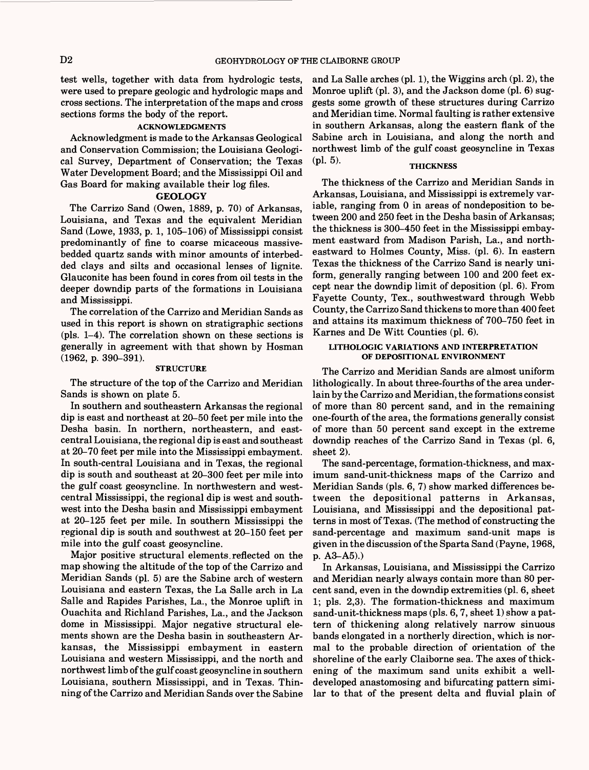test wells, together with data from hydrologic tests, were used to prepare geologic and hydrologic maps and cross sections. The interpretation of the maps and cross sections forms the body of the report.

### ACKNOWLEDGMENTS

Acknowledgment is made to the Arkansas Geological and Conservation Commission; the Louisiana Geological Survey, Department of Conservation; the Texas Water Development Board; and the Mississippi Oil and Gas Board for making available their log files.

## GEOLOGY

The Carrizo Sand (Owen, 1889, p. 70) of Arkansas, Louisiana, and Texas and the equivalent Meridian Sand (Lowe, 1933, p. 1, 105–106) of Mississippi consist predominantly of fine to coarse micaceous massive-bedded quartz sands with minor amounts of interbedded clays and silts and occasional lenses of lignite. Glauconite has been found in cores from oil tests in the deeper downdip parts of the formations in Louisiana and Mississippi.

The correlation of the Carrizo and Meridian Sands as used in this report is shown on stratigraphic sections (pls. 1–4). The correlation shown on these sections is generally in agreement with that shown by Hosman (1962, p. 390–391).

### STRUCTURE

The structure of the top of the Carrizo and Meridian Sands is shown on plate 5.

In southern and southeastern Arkansas the regional dip is east and northeast at 20–50 feet per mile into the Desha basin. In northern, northeastern, and east-central Louisiana, the regional dip is east and southeast at 20–70 feet per mile into the Mississippi embayment. In south-central Louisiana and in Texas, the regional dip is south and southeast at 20–300 feet per mile into the gulf coast geosyncline. In northwestern and west-central Mississippi, the regional dip is west and southwest into the Desha basin and Mississippi embayment at 20–125 feet per mile. In southern Mississippi the regional dip is south and southwest at 20–150 feet per mile into the gulf coast geosyncline.

Major positive structural elements reflected on the map showing the altitude of the top of the Carrizo and Meridian Sands (pl. 5) are the Sabine arch of western Louisiana and eastern Texas, the La Salle arch in La Salle and Rapides Parishes, La., the Monroe uplift in Ouachita and Richland Parishes, La., and the Jackson dome in Mississippi. Major negative structural elements shown are the Desha basin in southeastern Arkansas, the Mississippi embayment in eastern Louisiana and western Mississippi, and the north and northwest limb of the gulf coast geosyncline in southern Louisiana, southern Mississippi, and in Texas. Thinning of the Carrizo and Meridian Sands over the Sabine and La Salle arches (pl. 1), the Wiggins arch (pl. 2), the Monroe uplift (pl. 3), and the Jackson dome (pl. 6) suggests some growth of these structures during Carrizo and Meridian time. Normal faulting is rather extensive in southern Arkansas, along the eastern flank of the Sabine arch in Louisiana, and along the north and northwest limb of the gulf coast geosyncline in Texas (pl. 5).

### THICKNESS

The thickness of the Carrizo and Meridian Sands in Arkansas, Louisiana, and Mississippi is extremely variable, ranging from 0 in areas of nondeposition to between 200 and 250 feet in the Desha basin of Arkansas; the thickness is 300–450 feet in the Mississippi embayment eastward from Madison Parish, La., and northeastward to Holmes County, Miss. (pl. 6). In eastern Texas the thickness of the Carrizo Sand is nearly uniform, generally ranging between 100 and 200 feet except near the downdip limit of deposition (pl. 6). From Fayette County, Tex., southwestward through Webb County, the Carrizo Sand thickens to more than 400 feet and attains its maximum thickness of 700–750 feet in Karnes and De Witt Counties (pl. 6).

### LITHOLOGIC VARIATIONS AND INTERPRETATION OF DEPOSITIONAL ENVIRONMENT

The Carrizo and Meridian Sands are almost uniform lithologically. In about three-fourths of the area underlain by the Carrizo and Meridian, the formations consist of more than 80 percent sand, and in the remaining one-fourth of the area, the formations generally consist of more than 50 percent sand except in the extreme downdip reaches of the Carrizo Sand in Texas (pl. 6, sheet 2).

The sand-percentage, formation-thickness, and maximum sand-unit-thickness maps of the Carrizo and Meridian Sands (pls. 6, 7) show marked differences between the depositional patterns in Arkansas, Louisiana, and Mississippi and the depositional patterns in most of Texas. (The method of constructing the sand-percentage and maximum sand-unit maps is given in the discussion of the Sparta Sand (Payne, 1968, p. A3–A5).)

In Arkansas, Louisiana, and Mississippi the Carrizo and Meridian nearly always contain more than 80 percent sand, even in the downdip extremities (pl. 6, sheet 1; pls. 2,3). The formation-thickness and maximum sand-unit-thickness maps (pls. 6, 7, sheet 1) show a pattern of thickening along relatively narrow sinuous bands elongated in a northerly direction, which is normal to the probable direction of orientation of the shoreline of the early Claiborne sea. The axes of thickening of the maximum sand units exhibit a well-developed anastomosing and bifurcating pattern similar to that of the present delta and fluvial plain of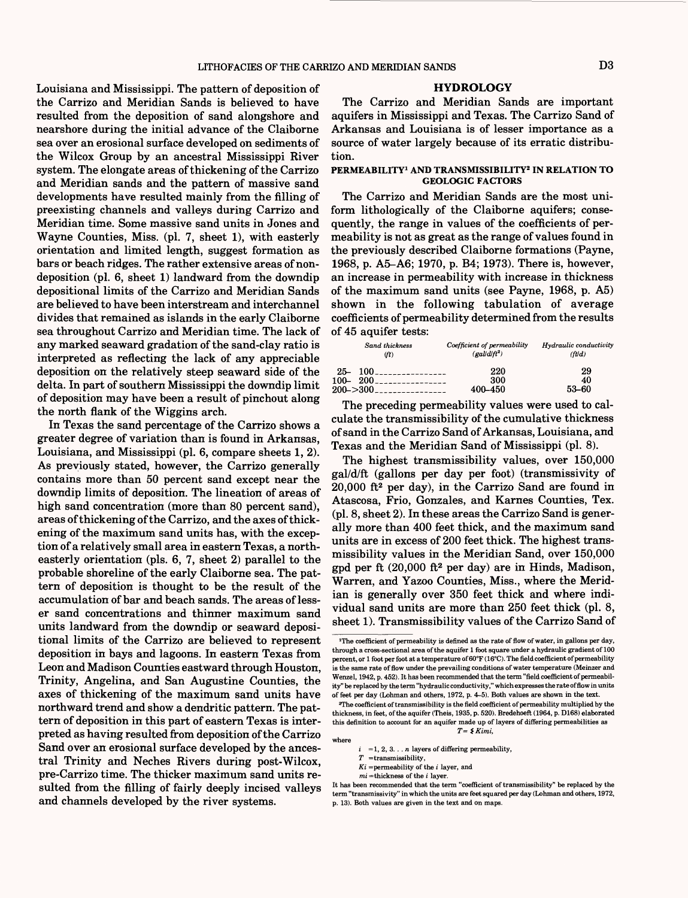Louisiana and Mississippi. The pattern of deposition of the Carrizo and Meridian Sands is believed to have resulted from the deposition of sand alongshore and nearshore during the initial advance of the Claiborne sea over an erosional surface developed on sediments of the Wilcox Group by an ancestral Mississippi River system. The elongate areas of thickening of the Carrizo and Meridian sands and the pattern of massive sand developments have resulted mainly from the filling of preexisting channels and valleys during Carrizo and Meridian time. Some massive sand units in Jones and Wayne Counties, Miss. (pl. 7, sheet 1), with easterly orientation and limited length, suggest formation as bars or beach ridges. The rather extensive areas of nondeposition (pl. 6, sheet 1) landward from the downdip depositional limits of the Carrizo and Meridian Sands are believed to have been interstream and interchannel divides that remained as islands in the early Claiborne sea throughout Carrizo and Meridian time. The lack of any marked seaward gradation of the sand-clay ratio is interpreted as reflecting the lack of any appreciable deposition on the relatively steep seaward side of the delta. In part of southern Mississippi the downdip limit of deposition may have been a result of pinchout along the north flank of the Wiggins arch.

In Texas the sand percentage of the Carrizo shows a greater degree of variation than is found in Arkansas, Louisiana, and Mississippi (pl. 6, compare sheets 1, 2). As previously stated, however, the Carrizo generally contains more than 50 percent sand except near the downdip limits of deposition. The lineation of areas of high sand concentration (more than 80 percent sand), areas of thickening of the Carrizo, and the axes of thickening of the maximum sand units has, with the exception of a relatively small area in eastern Texas, a northeasterly orientation (pls. 6, 7, sheet 2) parallel to the probable shoreline of the early Claiborne sea. The pattern of deposition is thought to be the result of the accumulation of bar and beach sands. The areas of lesser sand concentrations and thinner maximum sand units landward from the downdip or seaward depositional limits of the Carrizo are believed to represent deposition in bays and lagoons. In eastern Texas from Leon and Madison Counties eastward through Houston, Trinity, Angelina, and San Augustine Counties, the axes of thickening of the maximum sand units have northward trend and show a dendritic pattern. The pattern of deposition in this part of eastern Texas is interpreted as having resulted from deposition of the Carrizo Sand over an erosional surface developed by the ancestral Trinity and Neches Rivers during post-Wilcox, pre-Carrizo time. The thicker maximum sand units resulted from the filling of fairly deeply incised valleys and channels developed by the river systems.

## HYDROLOGY

The Carrizo and Meridian Sands are important aquifers in Mississippi and Texas. The Carrizo Sand of Arkansas and Louisiana is of lesser importance as a source of water largely because of its erratic distribution.

### PERMEABILITY[1] AND TRANSMISSIBILITY[2] IN RELATION TO GEOLOGIC FACTORS

The Carrizo and Meridian Sands are the most uniform lithologically of the Claiborne aquifers; consequently, the range in values of the coefficients of permeability is not as great as the range of values found in the previously described Claiborne formations (Payne, 1968, p. A5–A6; 1970, p. B4; 1973). There is, however, an increase in permeability with increase in thickness of the maximum sand units (see Payne, 1968, p. A5) shown in the following tabulation of average coefficients of permeability determined from the results of 45 aquifer tests:

| *Sand thickness* (ft) | *Coefficient of permeability* (gal/d/ft²) | *Hydraulic conductivity* (ft/d) |
|---|---|---|
| 25– 100 | 220 | 29 |
| 100– 200 | 300 | 40 |
| 200–>300 | 400–450 | 53–60 |

The preceding permeability values were used to calculate the transmissibility of the cumulative thickness of sand in the Carrizo Sand of Arkansas, Louisiana, and Texas and the Meridian Sand of Mississippi (pl. 8).

The highest transmissibility values, over 150,000 gal/d/ft (gallons per day per foot) (transmissivity of 20,000 ft² per day), in the Carrizo Sand are found in Atascosa, Frio, Gonzales, and Karnes Counties, Tex. (pl. 8, sheet 2). In these areas the Carrizo Sand is generally more than 400 feet thick, and the maximum sand units are in excess of 200 feet thick. The highest transmissibility values in the Meridian Sand, over 150,000 gpd per ft (20,000 ft² per day) are in Hinds, Madison, Warren, and Yazoo Counties, Miss., where the Meridian is generally over 350 feet thick and where individual sand units are more than 250 feet thick (pl. 8, sheet 1). Transmissibility values of the Carrizo Sand of

[1]The coefficient of permeability is defined as the rate of flow of water, in gallons per day, through a cross-sectional area of the aquifer 1 foot square under a hydraulic gradient of 100 percent, or 1 foot per foot at a temperature of 60°F (16°C). The field coefficient of permeability is the same rate of flow under the prevailing conditions of water temperature (Meinzer and Wenzel, 1942, p. 452). It has been recommended that the term "field coefficient of permeability" be replaced by the term "hydraulic conductivity," which expresses the rate of flow in units of feet per day (Lohman and others, 1972, p. 4–5). Both values are shown in the text.

[2]The coefficient of transmissibility is the field coefficient of permeability multiplied by the thickness, in feet, of the aquifer (Theis, 1935, p. 520). Bredehoeft (1964, p. D168) elaborated this definition to account for an aquifer made up of layers of differing permeabilities as

$$T = \sum K_i m_i,$$

where

$i$ = 1, 2, 3. . . $n$ layers of differing permeability,
$T$ = transmissibility,
$K_i$ = permeability of the $i$ layer, and
$m_i$ = thickness of the $i$ layer.

It has been recommended that the term "coefficient of transmissibility" be replaced by the term "transmissivity" in which the units are feet squared per day (Lohman and others, 1972, p. 13). Both values are given in the text and on maps.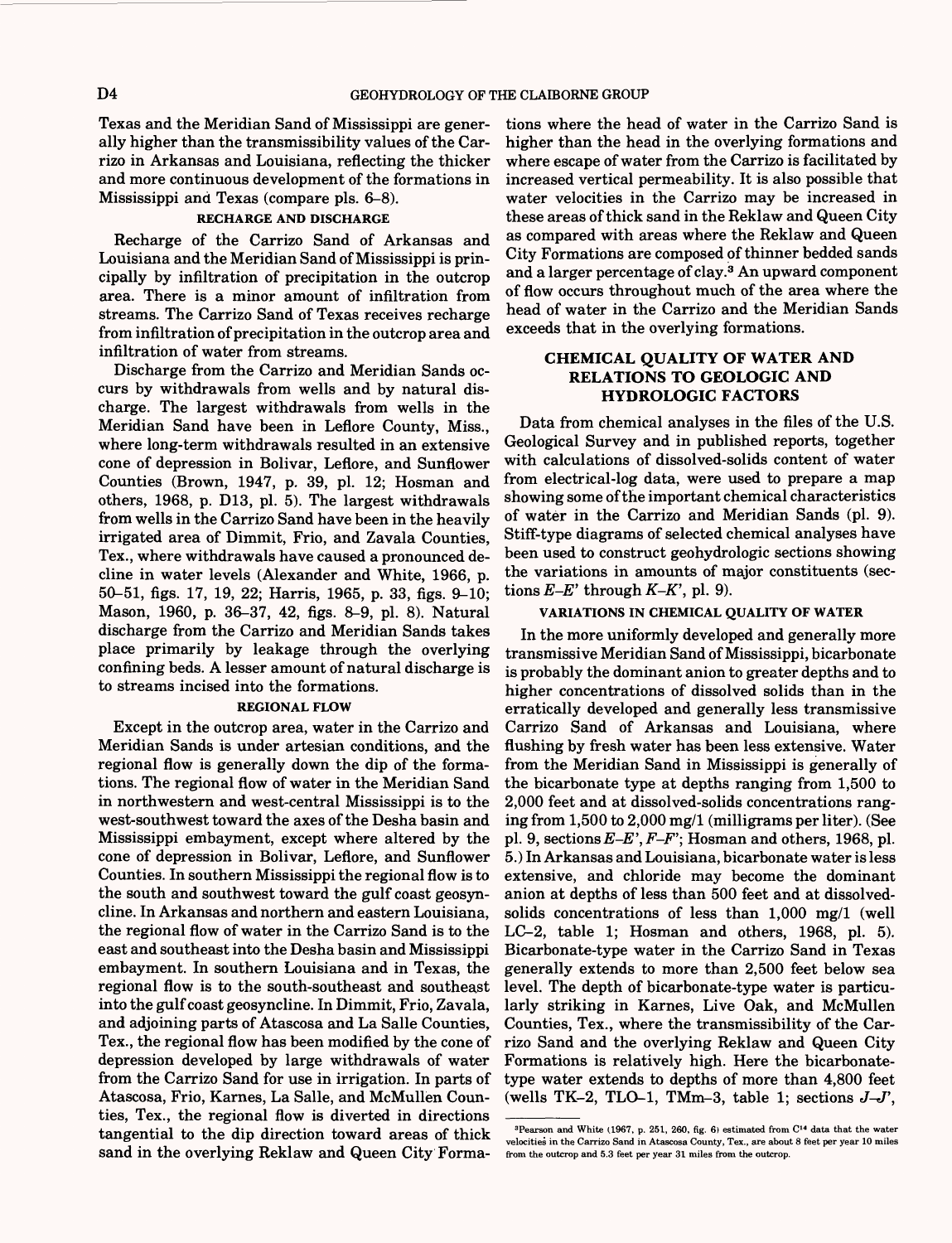Texas and the Meridian Sand of Mississippi are generally higher than the transmissibility values of the Carrizo in Arkansas and Louisiana, reflecting the thicker and more continuous development of the formations in Mississippi and Texas (compare pls. 6–8).

### RECHARGE AND DISCHARGE

Recharge of the Carrizo Sand of Arkansas and Louisiana and the Meridian Sand of Mississippi is principally by infiltration of precipitation in the outcrop area. There is a minor amount of infiltration from streams. The Carrizo Sand of Texas receives recharge from infiltration of precipitation in the outcrop area and infiltration of water from streams.

Discharge from the Carrizo and Meridian Sands occurs by withdrawals from wells and by natural discharge. The largest withdrawals from wells in the Meridian Sand have been in Leflore County, Miss., where long-term withdrawals resulted in an extensive cone of depression in Bolivar, Leflore, and Sunflower Counties (Brown, 1947, p. 39, pl. 12; Hosman and others, 1968, p. D13, pl. 5). The largest withdrawals from wells in the Carrizo Sand have been in the heavily irrigated area of Dimmit, Frio, and Zavala Counties, Tex., where withdrawals have caused a pronounced decline in water levels (Alexander and White, 1966, p. 50–51, figs. 17, 19, 22; Harris, 1965, p. 33, figs. 9–10; Mason, 1960, p. 36–37, 42, figs. 8–9, pl. 8). Natural discharge from the Carrizo and Meridian Sands takes place primarily by leakage through the overlying confining beds. A lesser amount of natural discharge is to streams incised into the formations.

### REGIONAL FLOW

Except in the outcrop area, water in the Carrizo and Meridian Sands is under artesian conditions, and the regional flow is generally down the dip of the formations. The regional flow of water in the Meridian Sand in northwestern and west-central Mississippi is to the west-southwest toward the axes of the Desha basin and Mississippi embayment, except where altered by the cone of depression in Bolivar, Leflore, and Sunflower Counties. In southern Mississippi the regional flow is to the south and southwest toward the gulf coast geosyncline. In Arkansas and northern and eastern Louisiana, the regional flow of water in the Carrizo Sand is to the east and southeast into the Desha basin and Mississippi embayment. In southern Louisiana and in Texas, the regional flow is to the south-southeast and southeast into the gulf coast geosyncline. In Dimmit, Frio, Zavala, and adjoining parts of Atascosa and La Salle Counties, Tex., the regional flow has been modified by the cone of depression developed by large withdrawals of water from the Carrizo Sand for use in irrigation. In parts of Atascosa, Frio, Karnes, La Salle, and McMullen Counties, Tex., the regional flow is diverted in directions tangential to the dip direction toward areas of thick sand in the overlying Reklaw and Queen City Formations where the head of water in the Carrizo Sand is higher than the head in the overlying formations and where escape of water from the Carrizo is facilitated by increased vertical permeability. It is also possible that water velocities in the Carrizo may be increased in these areas of thick sand in the Reklaw and Queen City as compared with areas where the Reklaw and Queen City Formations are composed of thinner bedded sands and a larger percentage of clay.[3] An upward component of flow occurs throughout much of the area where the head of water in the Carrizo and the Meridian Sands exceeds that in the overlying formations.

## CHEMICAL QUALITY OF WATER AND RELATIONS TO GEOLOGIC AND HYDROLOGIC FACTORS

Data from chemical analyses in the files of the U.S. Geological Survey and in published reports, together with calculations of dissolved-solids content of water from electrical-log data, were used to prepare a map showing some of the important chemical characteristics of water in the Carrizo and Meridian Sands (pl. 9). Stiff-type diagrams of selected chemical analyses have been used to construct geohydrologic sections showing the variations in amounts of major constituents (sections *E–E'* through *K–K'*, pl. 9).

### VARIATIONS IN CHEMICAL QUALITY OF WATER

In the more uniformly developed and generally more transmissive Meridian Sand of Mississippi, bicarbonate is probably the dominant anion to greater depths and to higher concentrations of dissolved solids than in the erratically developed and generally less transmissive Carrizo Sand of Arkansas and Louisiana, where flushing by fresh water has been less extensive. Water from the Meridian Sand in Mississippi is generally of the bicarbonate type at depths ranging from 1,500 to 2,000 feet and at dissolved-solids concentrations ranging from 1,500 to 2,000 mg/l (milligrams per liter). (See pl. 9, sections *E–E'*, *F–F'*; Hosman and others, 1968, pl. 5.) In Arkansas and Louisiana, bicarbonate water is less extensive, and chloride may become the dominant anion at depths of less than 500 feet and at dissolved-solids concentrations of less than 1,000 mg/l (well LC–2, table 1; Hosman and others, 1968, pl. 5). Bicarbonate-type water in the Carrizo Sand in Texas generally extends to more than 2,500 feet below sea level. The depth of bicarbonate-type water is particularly striking in Karnes, Live Oak, and McMullen Counties, Tex., where the transmissibility of the Carrizo Sand and the overlying Reklaw and Queen City Formations is relatively high. Here the bicarbonate-type water extends to depths of more than 4,800 feet (wells TK–2, TLO–1, TMm–3, table 1; sections *J–J'*,

[3] Pearson and White (1967, p. 251, 260, fig. 6) estimated from $C^{14}$ data that the water velocities in the Carrizo Sand in Atascosa County, Tex., are about 8 feet per year 10 miles from the outcrop and 5.3 feet per year 31 miles from the outcrop.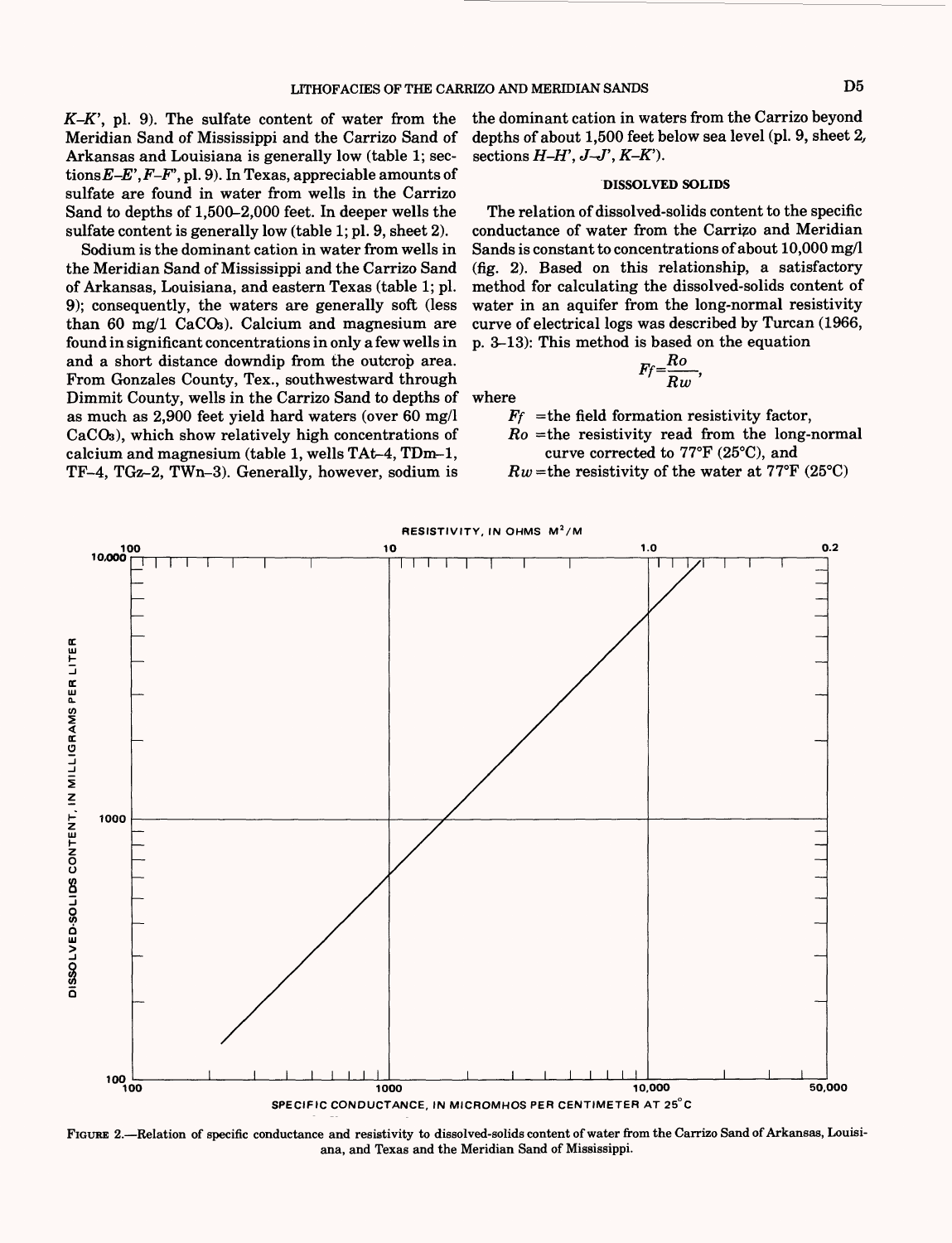*K–K'*, pl. 9). The sulfate content of water from the Meridian Sand of Mississippi and the Carrizo Sand of Arkansas and Louisiana is generally low (table 1; sections *E–E'*, *F–F'*, pl. 9). In Texas, appreciable amounts of sulfate are found in water from wells in the Carrizo Sand to depths of 1,500–2,000 feet. In deeper wells the sulfate content is generally low (table 1; pl. 9, sheet 2).

Sodium is the dominant cation in water from wells in the Meridian Sand of Mississippi and the Carrizo Sand of Arkansas, Louisiana, and eastern Texas (table 1; pl. 9); consequently, the waters are generally soft (less than 60 mg/l $CaCO_3$). Calcium and magnesium are found in significant concentrations in only a few wells in and a short distance downdip from the outcrop area. From Gonzales County, Tex., southwestward through Dimmit County, wells in the Carrizo Sand to depths of as much as 2,900 feet yield hard waters (over 60 mg/l $CaCO_3$), which show relatively high concentrations of calcium and magnesium (table 1, wells TAt–4, TDm–1, TF–4, TGz–2, TWn–3). Generally, however, sodium is the dominant cation in waters from the Carrizo beyond depths of about 1,500 feet below sea level (pl. 9, sheet 2, sections *H–H'*, *J–J'*, *K–K'*).

### DISSOLVED SOLIDS

The relation of dissolved-solids content to the specific conductance of water from the Carrizo and Meridian Sands is constant to concentrations of about 10,000 mg/l (fig. 2). Based on this relationship, a satisfactory method for calculating the dissolved-solids content of water in an aquifer from the long-normal resistivity curve of electrical logs was described by Turcan (1966, p. 3–13): This method is based on the equation

$$Ff = \frac{Ro}{Rw},$$

where

$Ff$ = the field formation resistivity factor,
$Ro$ = the resistivity read from the long-normal curve corrected to 77°F (25°C), and
$Rw$ = the resistivity of the water at 77°F (25°C)

FIGURE 2.—Relation of specific conductance and resistivity to dissolved-solids content of water from the Carrizo Sand of Arkansas, Louisiana, and Texas and the Meridian Sand of Mississippi.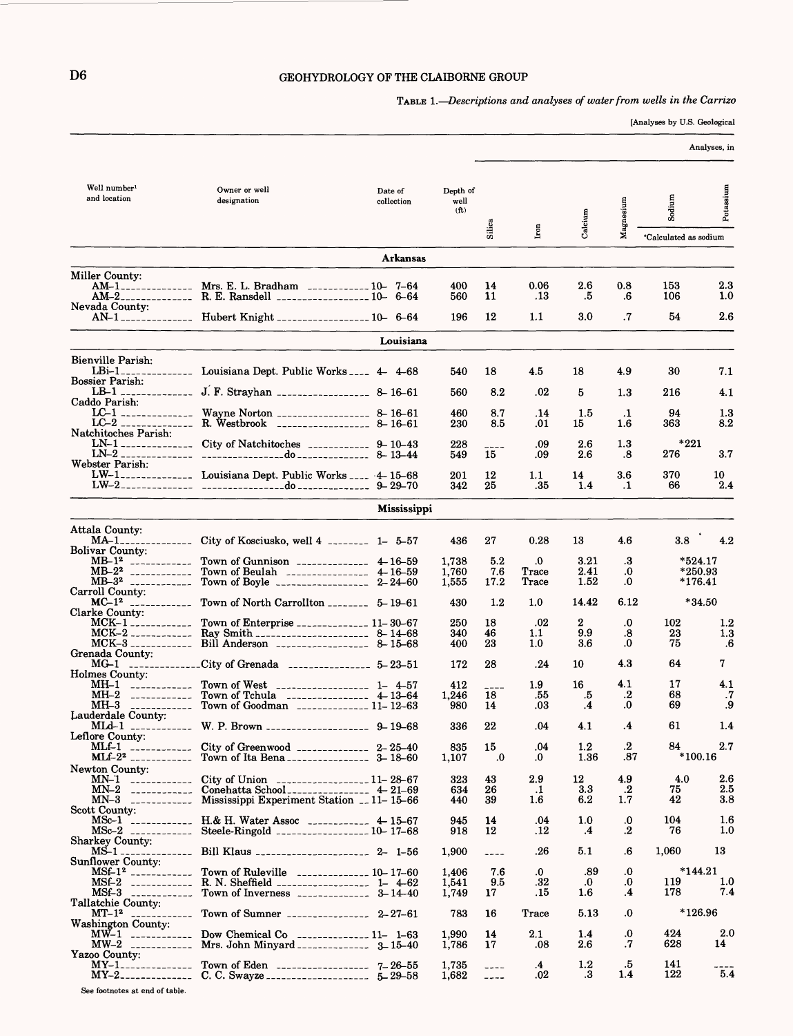**TABLE 1.**—*Descriptions and analyses of water from wells in the Carrizo*

[Analyses by U.S. Geological

| Well number[1] and location | Owner or well designation | Date of collection | Depth of well (ft) | Silica | Iron | Calcium | Magnesium | Sodium | Potassium |
|---|---|---|---|---|---|---|---|---|---|
| | | | | Analyses, in | | | | | |
| | | | | | | | | *Calculated as sodium | |
| **Arkansas** | | | | | | | | | |
| Miller County: | | | | | | | | | |
| AM–1 | Mrs. E. L. Bradham | 10– 7–64 | 400 | 14 | 0.06 | 2.6 | 0.8 | 153 | 2.3 |
| AM–2 | R. E. Ransdell | 10– 6–64 | 560 | 11 | .13 | .5 | .6 | 106 | 1.0 |
| Nevada County: | | | | | | | | | |
| AN–1 | Hubert Knight | 10– 6–64 | 196 | 12 | 1.1 | 3.0 | .7 | 54 | 2.6 |
| **Louisiana** | | | | | | | | | |
| Bienville Parish: | | | | | | | | | |
| LBi–1 | Louisiana Dept. Public Works | 4– 4–68 | 540 | 18 | 4.5 | 18 | 4.9 | 30 | 7.1 |
| Bossier Parish: | | | | | | | | | |
| LB–1 | J. F. Strayhan | 8– 16–61 | 560 | 8.2 | .02 | 5 | 1.3 | 216 | 4.1 |
| Caddo Parish: | | | | | | | | | |
| LC–1 | Wayne Norton | 8– 16–61 | 460 | 8.7 | .14 | 1.5 | .1 | 94 | 1.3 |
| LC–2 | R. Westbrook | 8– 16–61 | 230 | 8.5 | .01 | 15 | 1.6 | 363 | 8.2 |
| Natchitoches Parish: | | | | | | | | | |
| LN–1 | City of Natchitoches | 9– 10–43 | 228 | ---- | .09 | 2.6 | 1.3 | *221 | |
| LN–2 | do | 8– 13–44 | 549 | 15 | .09 | 2.6 | .8 | 276 | 3.7 |
| Webster Parish: | | | | | | | | | |
| LW–1 | Louisiana Dept. Public Works | 4– 15–68 | 201 | 12 | 1.1 | 14 | 3.6 | 370 | 10 |
| LW–2 | do | 9– 29–70 | 342 | 25 | .35 | 1.4 | .1 | 66 | 2.4 |
| **Mississippi** | | | | | | | | | |
| Attala County: | | | | | | | | | |
| MA–1 | City of Kosciusko, well 4 | 1– 5–57 | 436 | 27 | 0.28 | 13 | 4.6 | 3.8 | 4.2 |
| Bolivar County: | | | | | | | | | |
| MB–1[2] | Town of Gunnison | 4– 16–59 | 1,738 | 5.2 | .0 | 3.21 | .3 | *524.17 | |
| MB–2[2] | Town of Beulah | 4– 16–59 | 1,760 | 7.6 | Trace | 2.41 | .0 | *250.93 | |
| MB–3[2] | Town of Boyle | 2– 24–60 | 1,555 | 17.2 | Trace | 1.52 | .0 | *176.41 | |
| Carroll County: | | | | | | | | | |
| MC–1[2] | Town of North Carrollton | 5– 19–61 | 430 | 1.2 | 1.0 | 14.42 | 6.12 | *34.50 | |
| Clarke County: | | | | | | | | | |
| MCK–1 | Town of Enterprise | 11– 30–67 | 250 | 18 | .02 | 2 | .0 | 102 | 1.2 |
| MCK–2 | Ray Smith | 8– 14–68 | 340 | 46 | 1.1 | 9.9 | .8 | 23 | 1.3 |
| MCK–3 | Bill Anderson | 8– 15–68 | 400 | 23 | 1.0 | 3.6 | .0 | 75 | .6 |
| Grenada County: | | | | | | | | | |
| MG–1 | City of Grenada | 5– 23–51 | 172 | 28 | .24 | 10 | 4.3 | 64 | 7 |
| Holmes County: | | | | | | | | | |
| MH–1 | Town of West | 1– 4–57 | 412 | ---- | 1.9 | 16 | 4.1 | 17 | 4.1 |
| MH–2 | Town of Tchula | 4– 13–64 | 1,246 | 18 | .55 | .5 | .2 | 68 | .7 |
| MH–3 | Town of Goodman | 11– 12–63 | 980 | 14 | .03 | .4 | .0 | 69 | .9 |
| Lauderdale County: | | | | | | | | | |
| MLd–1 | W. P. Brown | 9– 19–68 | 336 | 22 | .04 | 4.1 | .4 | 61 | 1.4 |
| Leflore County: | | | | | | | | | |
| MLf–1 | City of Greenwood | 2– 25–40 | 835 | 15 | .04 | 1.2 | .2 | 84 | 2.7 |
| MLf–2[2] | Town of Ita Bena | 3– 18–60 | 1,107 | .0 | .0 | 1.36 | .87 | *100.16 | |
| Newton County: | | | | | | | | | |
| MN–1 | City of Union | 11– 28–67 | 323 | 43 | 2.9 | 12 | 4.9 | 4.0 | 2.6 |
| MN–2 | Conehatta School | 4– 21–69 | 634 | 26 | .1 | 3.3 | .2 | 75 | 2.5 |
| MN–3 | Mississippi Experiment Station | 11– 15–66 | 440 | 39 | 1.6 | 6.2 | 1.7 | 42 | 3.8 |
| Scott County: | | | | | | | | | |
| MSc–1 | H.& H. Water Assoc | 4– 15–67 | 945 | 14 | .04 | 1.0 | .0 | 104 | 1.6 |
| MSc–2 | Steele-Ringold | 10– 17–68 | 918 | 12 | .12 | .4 | .2 | 76 | 1.0 |
| Sharkey County: | | | | | | | | | |
| MS–1 | Bill Klaus | 2– 1–56 | 1,900 | ---- | .26 | 5.1 | .6 | 1,060 | 13 |
| Sunflower County: | | | | | | | | | |
| MSf–1[2] | Town of Ruleville | 10– 17–60 | 1,406 | 7.6 | .0 | .89 | .0 | *144.21 | |
| MSf–2 | R. N. Sheffield | 1– 4–62 | 1,541 | 9.5 | .32 | .0 | .0 | 119 | 1.0 |
| MSf–3 | Town of Inverness | 3– 14–40 | 1,749 | 17 | .15 | 1.6 | .4 | 178 | 7.4 |
| Tallatchie County: | | | | | | | | | |
| MT–1[2] | Town of Sumner | 2– 27–61 | 783 | 16 | Trace | 5.13 | .0 | *126.96 | |
| Washington County: | | | | | | | | | |
| MW–1 | Dow Chemical Co | 11– 1–63 | 1,990 | 14 | 2.1 | 1.4 | .0 | 424 | 2.0 |
| MW–2 | Mrs. John Minyard | 3– 15–40 | 1,786 | 17 | .08 | 2.6 | .7 | 628 | 14 |
| Yazoo County: | | | | | | | | | |
| MY–1 | Town of Eden | 7– 26–55 | 1,735 | ---- | .4 | 1.2 | .5 | 141 | ---- |
| MY–2 | C. C. Swayze | 5– 29–58 | 1,682 | ---- | .02 | .3 | 1.4 | 122 | 5.4 |

See footnotes at end of table.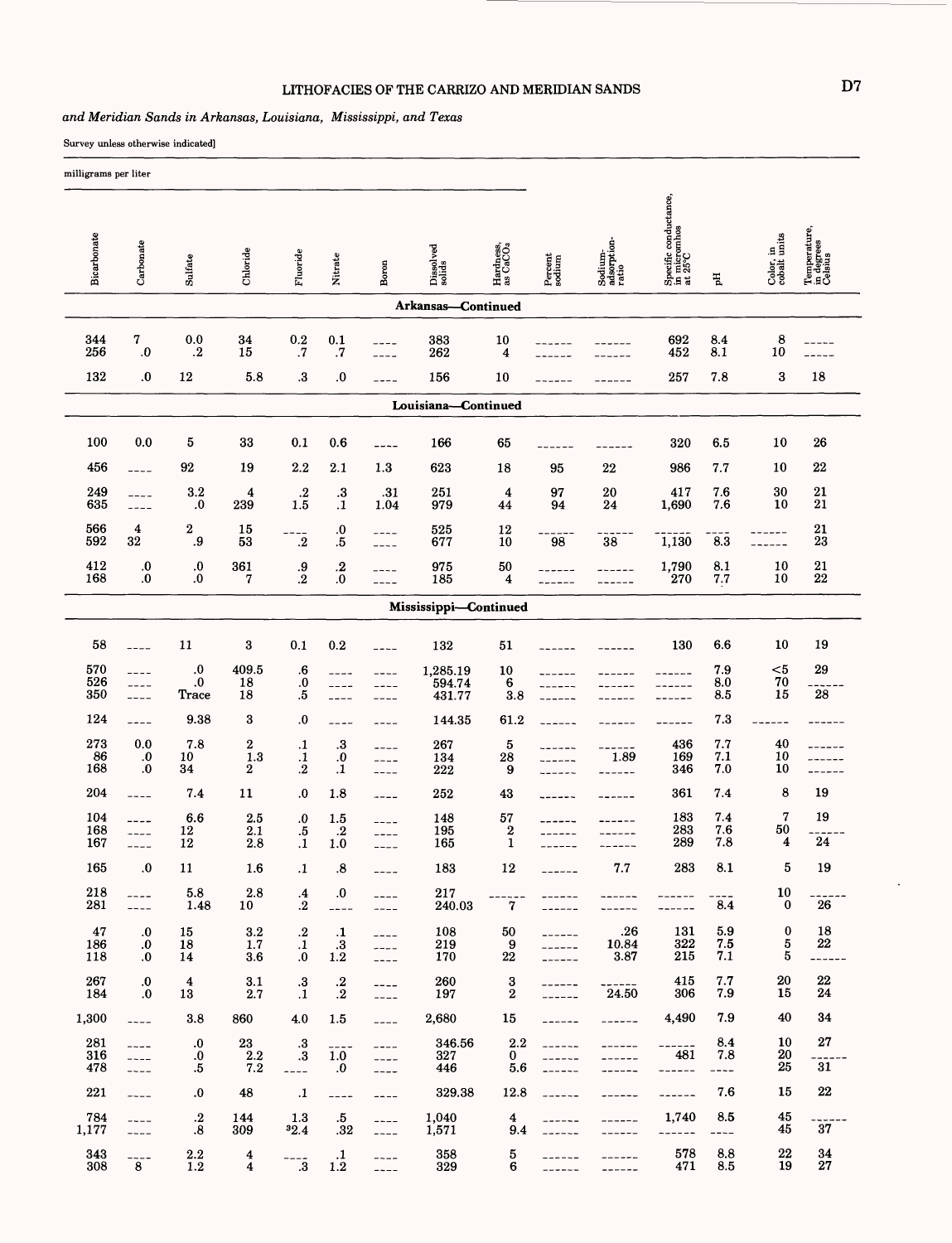*and Meridian Sands in Arkansas, Louisiana, Mississippi, and Texas*

Survey unless otherwise indicated]

milligrams per liter

| Bicarbonate | Carbonate | Sulfate | Chloride | Fluoride | Nitrate | Boron | Dissolved solids | Hardness, as $CaCO_3$ | Percent sodium | Sodium-adsorption-ratio | Specific conductance, in micromhos at 25°C | pH | Color, in cobalt units | Temperature, in degrees Celsius |
|---|---|---|---|---|---|---|---|---|---|---|---|---|---|---|
| **Arkansas—Continued** | | | | | | | | | | | | | | |
| 344 | 7 | 0.0 | 34 | 0.2 | 0.1 | ---- | 383 | 10 | ------ | ------ | 692 | 8.4 | 8 | ----- |
| 256 | .0 | .2 | 15 | .7 | .7 | ---- | 262 | 4 | ------ | ------ | 452 | 8.1 | 10 | ----- |
| 132 | .0 | 12 | 5.8 | .3 | .0 | ---- | 156 | 10 | ------ | ------ | 257 | 7.8 | 3 | 18 |
| **Louisiana—Continued** | | | | | | | | | | | | | | |
| 100 | 0.0 | 5 | 33 | 0.1 | 0.6 | ---- | 166 | 65 | ------ | ------ | 320 | 6.5 | 10 | 26 |
| 456 | ---- | 92 | 19 | 2.2 | 2.1 | 1.3 | 623 | 18 | 95 | 22 | 986 | 7.7 | 10 | 22 |
| 249 | ---- | 3.2 | 4 | .2 | .3 | .31 | 251 | 4 | 97 | 20 | 417 | 7.6 | 30 | 21 |
| 635 | ---- | .0 | 239 | 1.5 | .1 | 1.04 | 979 | 44 | 94 | 24 | 1,690 | 7.6 | 10 | 21 |
| 566 | 4 | 2 | 15 | ---- | .0 | ---- | 525 | 12 | ------ | ------ | ------ | ---- | ------ | 21 |
| 592 | 32 | .9 | 53 | .2 | .5 | ---- | 677 | 10 | 98 | 38 | 1,130 | 8.3 | ------ | 23 |
| 412 | .0 | .0 | 361 | .9 | .2 | ---- | 975 | 50 | ------ | ------ | 1,790 | 8.1 | 10 | 21 |
| 168 | .0 | .0 | 7 | .2 | .0 | ---- | 185 | 4 | ------ | ------ | 270 | 7.7 | 10 | 22 |
| **Mississippi—Continued** | | | | | | | | | | | | | | |
| 58 | ---- | 11 | 3 | 0.1 | 0.2 | ---- | 132 | 51 | ------ | ------ | 130 | 6.6 | 10 | 19 |
| 570 | ---- | .0 | 409.5 | .6 | ---- | ---- | 1,285.19 | 10 | ------ | ------ | ------ | 7.9 | <5 | 29 |
| 526 | ---- | .0 | 18 | .0 | ---- | ---- | 594.74 | 6 | ------ | ------ | ------ | 8.0 | 70 | ------ |
| 350 | ---- | Trace | 18 | .5 | ---- | ---- | 431.77 | 3.8 | ------ | ------ | ------ | 8.5 | 15 | 28 |
| 124 | ---- | 9.38 | 3 | .0 | ---- | ---- | 144.35 | 61.2 | ------ | ------ | ------ | 7.3 | ------ | ------ |
| 273 | 0.0 | 7.8 | 2 | .1 | .3 | ---- | 267 | 5 | ------ | ------ | 436 | 7.7 | 40 | ------ |
| 86 | .0 | 10 | 1.3 | .1 | .0 | ---- | 134 | 28 | ------ | 1.89 | 169 | 7.1 | 10 | ------ |
| 168 | .0 | 34 | 2 | .2 | .1 | ---- | 222 | 9 | ------ | ------ | 346 | 7.0 | 10 | ------ |
| 204 | ---- | 7.4 | 11 | .0 | 1.8 | ---- | 252 | 43 | ------ | ------ | 361 | 7.4 | 8 | 19 |
| 104 | ---- | 6.6 | 2.5 | .0 | 1.5 | ---- | 148 | 57 | ------ | ------ | 183 | 7.4 | 7 | 19 |
| 168 | ---- | 12 | 2.1 | .5 | .2 | ---- | 195 | 2 | ------ | ------ | 283 | 7.6 | 50 | ------ |
| 167 | ---- | 12 | 2.8 | .1 | 1.0 | ---- | 165 | 1 | ------ | ------ | 289 | 7.8 | 4 | 24 |
| 165 | .0 | 11 | 1.6 | .1 | .8 | ---- | 183 | 12 | ------ | 7.7 | 283 | 8.1 | 5 | 19 |
| 218 | ---- | 5.8 | 2.8 | .4 | .0 | ---- | 217 | ------ | ------ | ------ | ------ | ---- | 10 | ------ |
| 281 | ---- | 1.48 | 10 | .2 | ---- | ---- | 240.03 | 7 | ------ | ------ | ------ | 8.4 | 0 | 26 |
| 47 | .0 | 15 | 3.2 | .2 | .1 | ---- | 108 | 50 | ------ | .26 | 131 | 5.9 | 0 | 18 |
| 186 | .0 | 18 | 1.7 | .1 | .3 | ---- | 219 | 9 | ------ | 10.84 | 322 | 7.5 | 5 | 22 |
| 118 | .0 | 14 | 3.6 | .0 | 1.2 | ---- | 170 | 22 | ------ | 3.87 | 215 | 7.1 | 5 | ------ |
| 267 | .0 | 4 | 3.1 | .3 | .2 | ---- | 260 | 3 | ------ | ------ | 415 | 7.7 | 20 | 22 |
| 184 | .0 | 13 | 2.7 | .1 | .2 | ---- | 197 | 2 | ------ | 24.50 | 306 | 7.9 | 15 | 24 |
| 1,300 | ---- | 3.8 | 860 | 4.0 | 1.5 | ---- | 2,680 | 15 | ------ | ------ | 4,490 | 7.9 | 40 | 34 |
| 281 | ---- | .0 | 23 | .3 | ---- | ---- | 346.56 | 2.2 | ------ | ------ | ------ | 8.4 | 10 | 27 |
| 316 | ---- | .0 | 2.2 | .3 | 1.0 | ---- | 327 | 0 | ------ | ------ | 481 | 7.8 | 20 | ------ |
| 478 | ---- | .5 | 7.2 | ---- | .0 | ---- | 446 | 5.6 | ------ | ------ | ------ | ---- | 25 | 31 |
| 221 | ---- | .0 | 48 | .1 | ---- | ---- | 329.38 | 12.8 | ------ | ------ | ------ | 7.6 | 15 | 22 |
| 784 | ---- | .2 | 144 | 1.3 | .5 | ---- | 1,040 | 4 | ------ | ------ | 1,740 | 8.5 | 45 | ------ |
| 1,177 | ---- | .8 | 309 | [3]2.4 | .32 | ---- | 1,571 | 9.4 | ------ | ------ | ------ | ---- | 45 | 37 |
| 343 | ---- | 2.2 | 4 | ---- | .1 | ---- | 358 | 5 | ------ | ------ | 578 | 8.8 | 22 | 34 |
| 308 | 8 | 1.2 | 4 | .3 | 1.2 | ---- | 329 | 6 | ------ | ------ | 471 | 8.5 | 19 | 27 |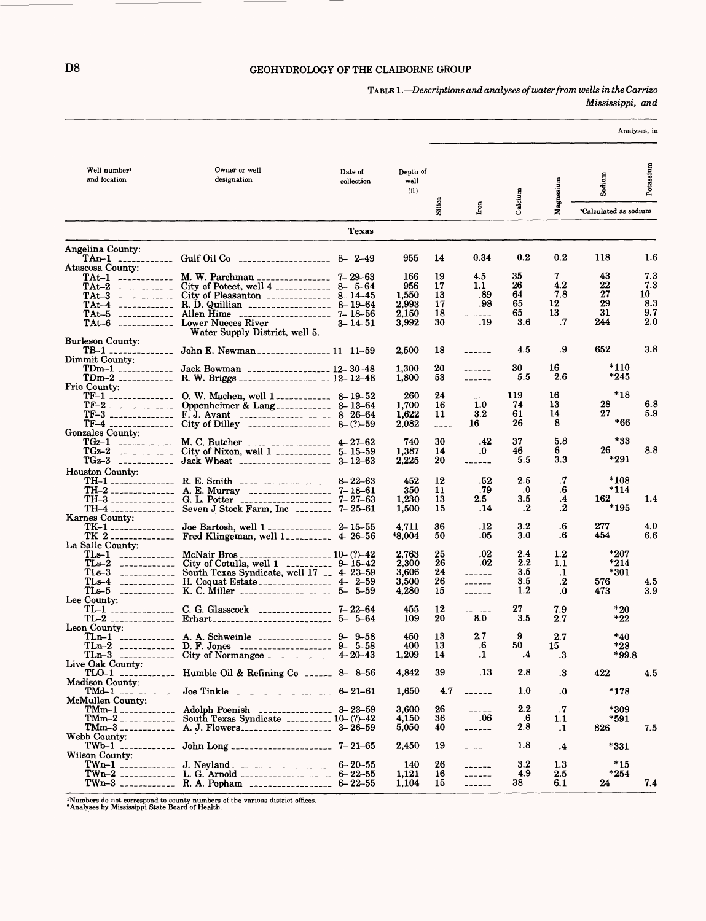TABLE 1.—*Descriptions and analyses of water from wells in the Carrizo Mississippi, and*

| Well number[1] and location | Owner or well designation | Date of collection | Depth of well (ft) | Silica | Iron | Calcium | Magnesium | Sodium | Potassium |
|---|---|---|---|---|---|---|---|---|---|
| | | | | | | | | *Calculated as sodium | |
| **Texas** | | | | | | | | | |
| Angelina County: | | | | | | | | | |
| TAn-1 | Gulf Oil Co | 8- 2-49 | 955 | 14 | 0.34 | 0.2 | 0.2 | 118 | 1.6 |
| Atascosa County: | | | | | | | | | |
| TAt-1 | M. W. Parchman | 7-29-63 | 166 | 19 | 4.5 | 35 | 7 | 43 | 7.3 |
| TAt-2 | City of Poteet, well 4 | 8- 5-64 | 956 | 17 | 1.1 | 26 | 4.2 | 22 | 7.3 |
| TAt-3 | City of Pleasanton | 8-14-45 | 1,550 | 13 | .89 | 64 | 7.8 | 27 | 10 |
| TAt-4 | R. D. Quillian | 8-19-64 | 2,993 | 17 | .98 | 65 | 12 | 29 | 8.3 |
| TAt-5 | Allen Hime | 7-18-56 | 2,150 | 18 | ------ | 65 | 13 | 31 | 9.7 |
| TAt-6 | Lower Nueces River Water Supply District, well 5. | 3-14-51 | 3,992 | 30 | .19 | 3.6 | .7 | 244 | 2.0 |
| Burleson County: | | | | | | | | | |
| TB-1 | John E. Newman | 11-11-59 | 2,500 | 18 | ------ | 4.5 | .9 | 652 | 3.8 |
| Dimmit County: | | | | | | | | | |
| TDm-1 | Jack Bowman | 12-30-48 | 1,300 | 20 | ------ | 30 | 16 | *110 | |
| TDm-2 | R. W. Briggs | 12-12-48 | 1,800 | 53 | ------ | 5.5 | 2.6 | *245 | |
| Frio County: | | | | | | | | | |
| TF-1 | O. W. Machen, well 1 | 8-19-52 | 260 | 24 | ------ | 119 | 16 | *18 | |
| TF-2 | Oppenheimer & Lang | 8-13-64 | 1,700 | 16 | 1.0 | 74 | 13 | 28 | 6.8 |
| TF-3 | F. J. Avant | 8-26-64 | 1,622 | 11 | 3.2 | 61 | 14 | 27 | 5.9 |
| TF-4 | City of Dilley | 8-(?)-59 | 2,082 | ---- | 16 | 26 | 8 | *66 | |
| Gonzales County: | | | | | | | | | |
| TGz-1 | M. C. Butcher | 4-27-62 | 740 | 30 | .42 | 37 | 5.8 | *33 | |
| TGz-2 | City of Nixon, well 1 | 5-15-59 | 1,387 | 14 | .0 | 46 | 6 | 26 | 8.8 |
| TGz-3 | Jack Wheat | 3-12-63 | 2,225 | 20 | ------ | 5.5 | 3.3 | *291 | |
| Houston County: | | | | | | | | | |
| TH-1 | R. E. Smith | 8-22-63 | 452 | 12 | .52 | 2.5 | .7 | *108 | |
| TH-2 | A. E. Murray | 7-18-61 | 350 | 11 | .79 | .0 | .6 | *114 | |
| TH-3 | G. L. Potter | 7-27-63 | 1,230 | 13 | 2.5 | 3.5 | .4 | 162 | 1.4 |
| TH-4 | Seven J Stock Farm, Inc | 7-25-61 | 1,500 | 15 | .14 | .2 | .2 | *195 | |
| Karnes County: | | | | | | | | | |
| TK-1 | Joe Bartosh, well 1 | 2-15-55 | 4,711 | 36 | .12 | 3.2 | .6 | 277 | 4.0 |
| TK-2 | Fred Klingeman, well 1 | 4-26-56 | [a]8,004 | 50 | .05 | 3.0 | .6 | 454 | 6.6 |
| La Salle County: | | | | | | | | | |
| TLs-1 | McNair Bros | 10-(?)-42 | 2,763 | 25 | .02 | 2.4 | 1.2 | *207 | |
| TLs-2 | City of Cotulla, well 1 | 9-15-42 | 2,300 | 26 | .02 | 2.2 | 1.1 | *214 | |
| TLs-3 | South Texas Syndicate, well 17 | 4-23-59 | 3,606 | 24 | ------ | 3.5 | .1 | *301 | |
| TLs-4 | H. Coquat Estate | 4- 2-59 | 3,500 | 26 | ------ | 3.5 | .2 | 576 | 4.5 |
| TLs-5 | K. C. Miller | 5- 5-59 | 4,280 | 15 | ------ | 1.2 | .0 | 473 | 3.9 |
| Lee County: | | | | | | | | | |
| TL-1 | C. G. Glasscock | 7-22-64 | 455 | 12 | ------ | 27 | 7.9 | *20 | |
| TL-2 | Erhart | 5- 5-64 | 109 | 20 | 8.0 | 3.5 | 2.7 | *22 | |
| Leon County: | | | | | | | | | |
| TLn-1 | A. A. Schweinle | 9- 9-58 | 450 | 13 | 2.7 | 9 | 2.7 | *40 | |
| TLn-2 | D. F. Jones | 9- 5-58 | 400 | 13 | .6 | 50 | 15 | *28 | |
| TLn-3 | City of Normangee | 4-20-43 | 1,209 | 14 | .1 | .4 | .3 | *99.8 | |
| Live Oak County: | | | | | | | | | |
| TLO-1 | Humble Oil & Refining Co | 8- 8-56 | 4,842 | 39 | .13 | 2.8 | .3 | 422 | 4.5 |
| Madison County: | | | | | | | | | |
| TMd-1 | Joe Tinkle | 6-21-61 | 1,650 | 4.7 | ------ | 1.0 | .0 | *178 | |
| McMullen County: | | | | | | | | | |
| TMm-1 | Adolph Poenish | 3-23-59 | 3,600 | 26 | ------ | 2.2 | .7 | *309 | |
| TMm-2 | South Texas Syndicate | 10-(?)-42 | 4,150 | 36 | .06 | .6 | 1.1 | *591 | |
| TMm-3 | A. J. Flowers | 3-26-59 | 5,050 | 40 | ------ | 2.8 | .1 | 826 | 7.5 |
| Webb County: | | | | | | | | | |
| TWb-1 | John Long | 7-21-65 | 2,450 | 19 | ------ | 1.8 | .4 | *331 | |
| Wilson County: | | | | | | | | | |
| TWn-1 | J. Neyland | 6-20-55 | 140 | 26 | ------ | 3.2 | 1.3 | *15 | |
| TWn-2 | L. G. Arnold | 6-22-55 | 1,121 | 16 | ------ | 4.9 | 2.5 | *254 | |
| TWn-3 | R. A. Popham | 6-22-55 | 1,104 | 15 | ------ | 38 | 6.1 | 24 | 7.4 |

[1]Numbers do not correspond to county numbers of the various district offices.
[2]Analyses by Mississippi State Board of Health.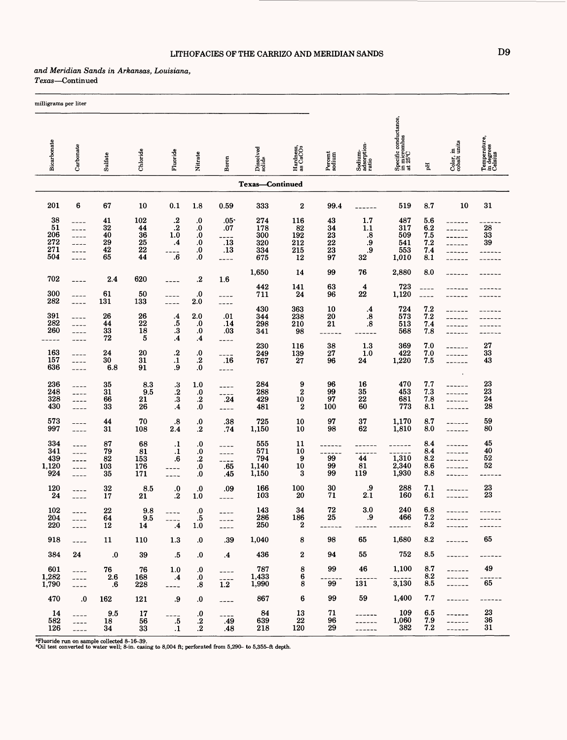*and Meridian Sands in Arkansas, Louisiana, Texas*—Continued

milligrams per liter

| Bicarbonate | Carbonate | Sulfate | Chloride | Fluoride | Nitrate | Boron | Dissolved solids | Hardness, as $CaCO_3$ | Percent sodium | Sodium-adsorption-ratio | Specific conductance, in micromhos at 25°C | pH | Color, in cobalt units | Temperature, in degrees Celsius |
|---|---|---|---|---|---|---|---|---|---|---|---|---|---|---|
| **Texas—Continued** | | | | | | | | | | | | | | |
| 201 | 6 | 67 | 10 | 0.1 | 1.8 | 0.59 | 333 | 2 | 99.4 | ------ | 519 | 8.7 | 10 | 31 |
| 38 | ---- | 41 | 102 | .2 | .0 | .05 | 274 | 116 | 43 | 1.7 | 487 | 5.6 | ------ | ------ |
| 51 | ---- | 32 | 44 | .2 | .0 | .07 | 178 | 82 | 34 | 1.1 | 317 | 6.2 | ------ | 28 |
| 206 | ---- | 40 | 36 | 1.0 | .0 | ---- | 300 | 192 | 23 | .8 | 509 | 7.5 | ------ | 33 |
| 272 | ---- | 29 | 25 | .4 | .0 | .13 | 320 | 212 | 22 | .9 | 541 | 7.2 | ------ | 39 |
| 271 | ---- | 42 | 22 | ---- | .0 | .13 | 334 | 215 | 23 | .9 | 553 | 7.4 | ------ | ------ |
| 504 | ---- | 65 | 44 | .6 | .0 | ---- | 675 | 12 | 97 | 32 | 1,010 | 8.1 | ------ | ------ |
| 702 | ---- | 2.4 | 620 | ---- | .2 | 1.6 | 1,650 | 14 | 99 | 76 | 2,880 | 8.0 | ------ | ------ |
| 300 | ---- | 61 | 50 | ---- | .0 | ---- | 442 | 141 | 63 | 4 | 723 | ---- | ------ | ------ |
| 282 | ---- | 131 | 133 | ---- | 2.0 | ---- | 711 | 24 | 96 | 22 | 1,120 | ---- | ------ | ------ |
| 391 | ---- | 26 | 26 | .4 | 2.0 | .01 | 430 | 363 | 10 | .4 | 724 | 7.2 | ------ | ------ |
| 282 | ---- | 44 | 22 | .5 | .0 | .14 | 344 | 238 | 20 | .8 | 573 | 7.2 | ------ | ------ |
| 260 | ---- | 33 | 18 | .3 | .0 | .03 | 298 | 210 | 21 | .8 | 513 | 7.4 | ------ | ------ |
| ----- | ---- | 72 | 5 | .4 | .4 | ---- | 341 | 98 | ------ | ------ | 568 | 7.8 | ------ | ------ |
| 163 | ---- | 24 | 20 | .2 | .0 | ---- | 230 | 116 | 38 | 1.3 | 369 | 7.0 | ------ | 27 |
| 157 | ---- | 30 | 31 | .1 | .2 | .16 | 249 | 139 | 27 | 1.0 | 422 | 7.0 | ------ | 33 |
| 636 | ---- | 6.8 | 91 | .9 | .0 | ---- | 767 | 27 | 96 | 24 | 1,220 | 7.5 | ------ | 43 |
| 236 | ---- | 35 | 8.3 | .3 | 1.0 | ---- | 284 | 9 | 96 | 16 | 470 | 7.7 | ------ | 23 |
| 248 | ---- | 31 | 9.5 | .2 | .0 | ---- | 288 | 2 | 99 | 35 | 453 | 7.3 | ------ | 23 |
| 328 | ---- | 66 | 21 | .3 | .2 | .24 | 429 | 10 | 97 | 22 | 681 | 7.8 | ------ | 24 |
| 430 | ---- | 33 | 26 | .4 | .0 | ---- | 481 | 2 | 100 | 60 | 773 | 8.1 | ------ | 28 |
| 573 | ---- | 44 | 70 | .8 | .0 | .38 | 725 | 10 | 97 | 37 | 1,170 | 8.7 | ------ | 59 |
| 997 | ---- | 31 | 108 | 2.4 | .2 | .74 | 1,150 | 10 | 98 | 62 | 1,810 | 8.0 | ------ | 80 |
| 334 | ---- | 87 | 68 | .1 | .0 | ---- | 555 | 11 | ------ | ------ | ------ | 8.4 | ------ | 45 |
| 341 | ---- | 79 | 81 | .1 | .0 | ---- | 571 | 10 | ------ | ------ | ------ | 8.4 | ------ | 40 |
| 439 | ---- | 82 | 153 | .6 | .2 | ---- | 794 | 9 | 99 | 44 | 1,310 | 8.2 | ------ | 52 |
| 1,120 | ---- | 103 | 176 | ---- | .0 | .65 | 1,140 | 10 | 99 | 81 | 2,340 | 8.6 | ------ | 52 |
| 924 | ---- | 35 | 171 | ---- | .0 | .45 | 1,150 | 3 | 99 | 119 | 1,930 | 8.8 | ------ | ------ |
| 120 | ---- | 32 | 8.5 | .0 | .0 | .09 | 166 | 100 | 30 | .9 | 288 | 7.1 | ------ | 23 |
| 24 | ---- | 17 | 21 | .2 | 1.0 | ---- | 103 | 20 | 71 | 2.1 | 160 | 6.1 | ------ | 23 |
| 102 | ---- | 22 | 9.8 | ---- | .0 | ---- | 143 | 34 | 72 | 3.0 | 240 | 6.8 | ------ | ------ |
| 204 | ---- | 64 | 9.5 | ---- | .5 | ---- | 286 | 186 | 25 | .9 | 466 | 7.2 | ------ | ------ |
| 220 | ---- | 12 | 14 | .4 | 1.0 | ---- | 250 | 2 | ------ | ------ | ------ | 8.2 | ------ | ------ |
| 918 | ---- | 11 | 110 | 1.3 | .0 | .39 | 1,040 | 8 | 98 | 65 | 1,680 | 8.2 | ------ | 65 |
| 384 | 24 | .0 | 39 | .5 | .0 | .4 | 436 | 2 | 94 | 55 | 752 | 8.5 | ------ | ------ |
| 601 | ---- | 76 | 76 | 1.0 | .0 | ---- | 787 | 8 | 99 | 46 | 1,100 | 8.7 | ------ | 49 |
| 1,282 | ---- | 2.6 | 168 | .4 | .0 | ---- | 1,433 | 6 | ------ | ------ | ------ | 8.2 | ------ | ------ |
| 1,790 | ---- | .6 | 228 | ---- | .8 | 1.2 | 1,990 | 8 | 99 | 131 | 3,130 | 8.5 | ------ | 65 |
| 470 | .0 | 162 | 121 | .9 | .0 | ---- | 867 | 6 | 99 | 59 | 1,400 | 7.7 | ------ | ------ |
| 14 | ---- | 9.5 | 17 | ---- | .0 | ---- | 84 | 13 | 71 | ------ | 109 | 6.5 | ------ | 23 |
| 582 | ---- | 18 | 56 | .5 | .2 | .49 | 639 | 22 | 96 | ------ | 1,060 | 7.9 | ------ | 36 |
| 126 | ---- | 34 | 33 | .1 | .2 | .48 | 218 | 120 | 29 | ------ | 382 | 7.2 | ------ | 31 |

[3]Fluoride run on sample collected 8-16-39.
[4]Oil test converted to water well; 8-in. casing to 8,004 ft; perforated from 5,290- to 5,355-ft depth.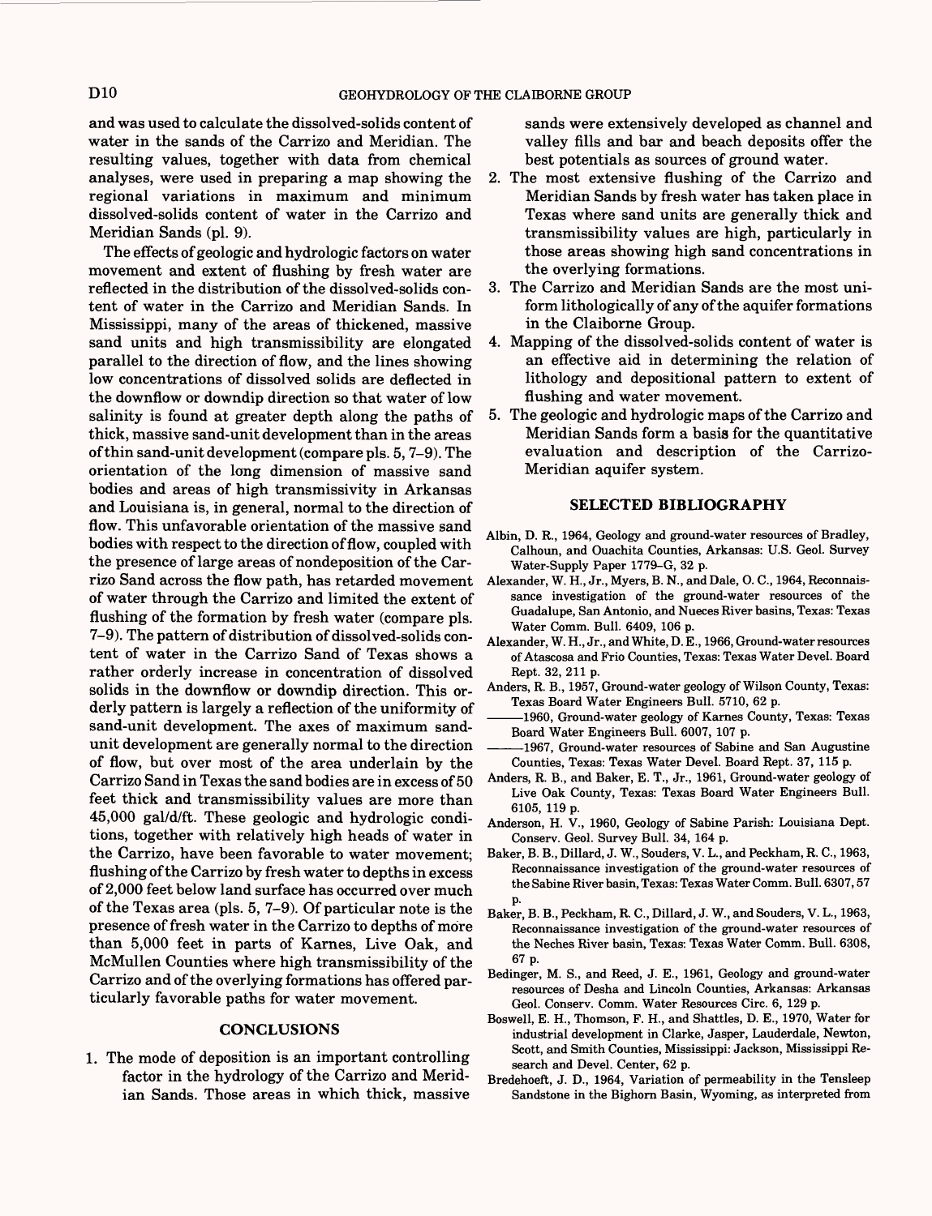and was used to calculate the dissolved-solids content of water in the sands of the Carrizo and Meridian. The resulting values, together with data from chemical analyses, were used in preparing a map showing the regional variations in maximum and minimum dissolved-solids content of water in the Carrizo and Meridian Sands (pl. 9).

The effects of geologic and hydrologic factors on water movement and extent of flushing by fresh water are reflected in the distribution of the dissolved-solids content of water in the Carrizo and Meridian Sands. In Mississippi, many of the areas of thickened, massive sand units and high transmissibility are elongated parallel to the direction of flow, and the lines showing low concentrations of dissolved solids are deflected in the downflow or downdip direction so that water of low salinity is found at greater depth along the paths of thick, massive sand-unit development than in the areas of thin sand-unit development (compare pls. 5, 7–9). The orientation of the long dimension of massive sand bodies and areas of high transmissivity in Arkansas and Louisiana is, in general, normal to the direction of flow. This unfavorable orientation of the massive sand bodies with respect to the direction of flow, coupled with the presence of large areas of nondeposition of the Carrizo Sand across the flow path, has retarded movement of water through the Carrizo and limited the extent of flushing of the formation by fresh water (compare pls. 7–9). The pattern of distribution of dissolved-solids content of water in the Carrizo Sand of Texas shows a rather orderly increase in concentration of dissolved solids in the downflow or downdip direction. This orderly pattern is largely a reflection of the uniformity of sand-unit development. The axes of maximum sand-unit development are generally normal to the direction of flow, but over most of the area underlain by the Carrizo Sand in Texas the sand bodies are in excess of 50 feet thick and transmissibility values are more than 45,000 gal/d/ft. These geologic and hydrologic conditions, together with relatively high heads of water in the Carrizo, have been favorable to water movement; flushing of the Carrizo by fresh water to depths in excess of 2,000 feet below land surface has occurred over much of the Texas area (pls. 5, 7–9). Of particular note is the presence of fresh water in the Carrizo to depths of more than 5,000 feet in parts of Karnes, Live Oak, and McMullen Counties where high transmissibility of the Carrizo and of the overlying formations has offered particularly favorable paths for water movement.

## CONCLUSIONS

1. The mode of deposition is an important controlling factor in the hydrology of the Carrizo and Meridian Sands. Those areas in which thick, massive sands were extensively developed as channel and valley fills and bar and beach deposits offer the best potentials as sources of ground water.
2. The most extensive flushing of the Carrizo and Meridian Sands by fresh water has taken place in Texas where sand units are generally thick and transmissibility values are high, particularly in those areas showing high sand concentrations in the overlying formations.
3. The Carrizo and Meridian Sands are the most uniform lithologically of any of the aquifer formations in the Claiborne Group.
4. Mapping of the dissolved-solids content of water is an effective aid in determining the relation of lithology and depositional pattern to extent of flushing and water movement.
5. The geologic and hydrologic maps of the Carrizo and Meridian Sands form a basis for the quantitative evaluation and description of the Carrizo-Meridian aquifer system.

## SELECTED BIBLIOGRAPHY

Albin, D. R., 1964, Geology and ground-water resources of Bradley, Calhoun, and Ouachita Counties, Arkansas: U.S. Geol. Survey Water-Supply Paper 1779–G, 32 p.

Alexander, W. H., Jr., Myers, B. N., and Dale, O. C., 1964, Reconnaissance investigation of the ground-water resources of the Guadalupe, San Antonio, and Nueces River basins, Texas: Texas Water Comm. Bull. 6409, 106 p.

Alexander, W. H., Jr., and White, D. E., 1966, Ground-water resources of Atascosa and Frio Counties, Texas: Texas Water Devel. Board Rept. 32, 211 p.

Anders, R. B., 1957, Ground-water geology of Wilson County, Texas: Texas Board Water Engineers Bull. 5710, 62 p.

———1960, Ground-water geology of Karnes County, Texas: Texas Board Water Engineers Bull. 6007, 107 p.

———1967, Ground-water resources of Sabine and San Augustine Counties, Texas: Texas Water Devel. Board Rept. 37, 115 p.

Anders, R. B., and Baker, E. T., Jr., 1961, Ground-water geology of Live Oak County, Texas: Texas Board Water Engineers Bull. 6105, 119 p.

Anderson, H. V., 1960, Geology of Sabine Parish: Louisiana Dept. Conserv. Geol. Survey Bull. 34, 164 p.

Baker, B. B., Dillard, J. W., Souders, V. L., and Peckham, R. C., 1963, Reconnaissance investigation of the ground-water resources of the Sabine River basin, Texas: Texas Water Comm. Bull. 6307, 57 p.

Baker, B. B., Peckham, R. C., Dillard, J. W., and Souders, V. L., 1963, Reconnaissance investigation of the ground-water resources of the Neches River basin, Texas: Texas Water Comm. Bull. 6308, 67 p.

Bedinger, M. S., and Reed, J. E., 1961, Geology and ground-water resources of Desha and Lincoln Counties, Arkansas: Arkansas Geol. Conserv. Comm. Water Resources Circ. 6, 129 p.

Boswell, E. H., Thomson, F. H., and Shattles, D. E., 1970, Water for industrial development in Clarke, Jasper, Lauderdale, Newton, Scott, and Smith Counties, Mississippi: Jackson, Mississippi Research and Devel. Center, 62 p.

Bredehoeft, J. D., 1964, Variation of permeability in the Tensleep Sandstone in the Bighorn Basin, Wyoming, as interpreted from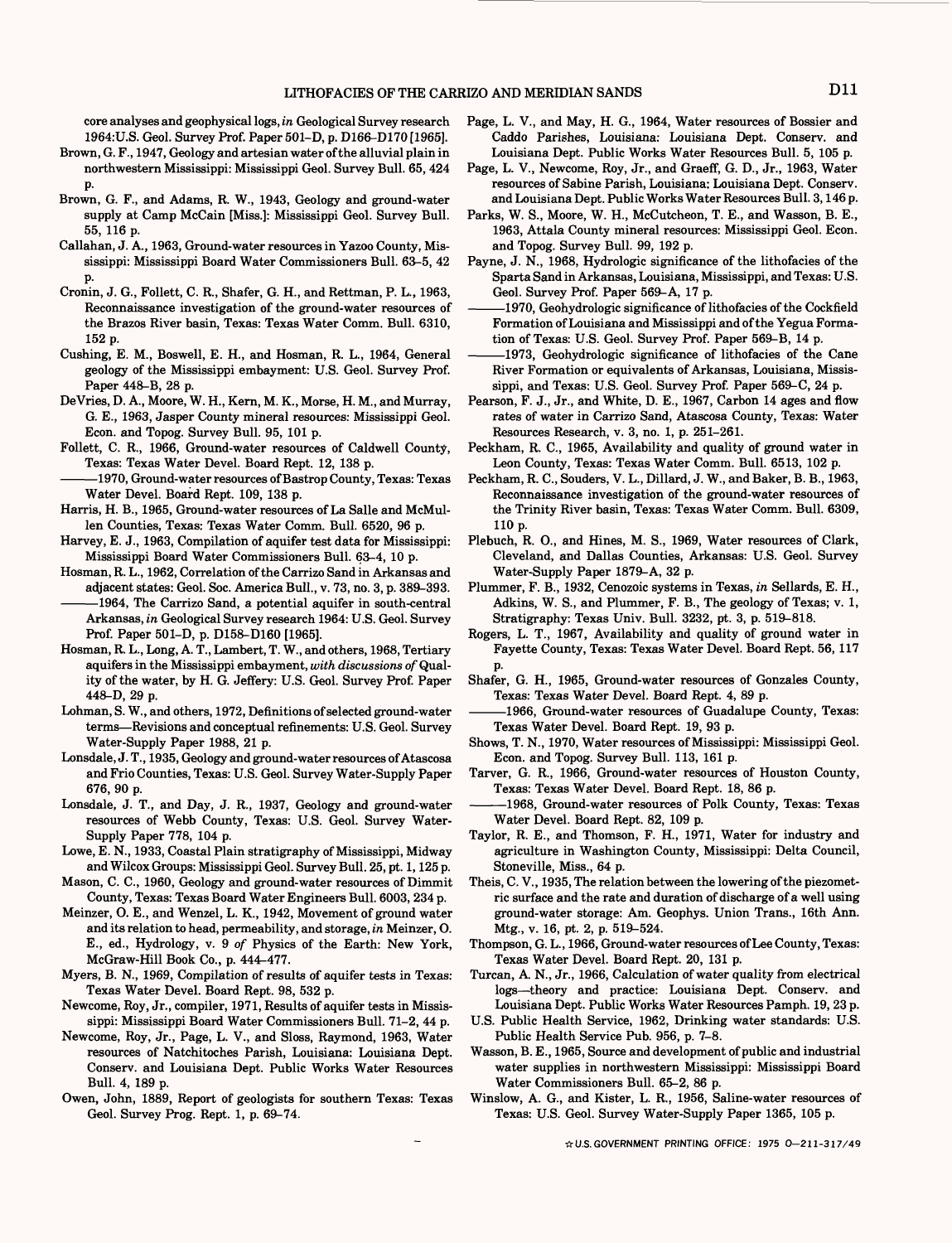core analyses and geophysical logs, *in* Geological Survey research 1964:U.S. Geol. Survey Prof. Paper 501–D, p. D166–D170 [1965].

Brown, G. F., 1947, Geology and artesian water of the alluvial plain in northwestern Mississippi: Mississippi Geol. Survey Bull. 65, 424 p.

Brown, G. F., and Adams, R. W., 1943, Geology and ground-water supply at Camp McCain [Miss.]: Mississippi Geol. Survey Bull. 55, 116 p.

Callahan, J. A., 1963, Ground-water resources in Yazoo County, Mississippi: Mississippi Board Water Commissioners Bull. 63–5, 42 p.

Cronin, J. G., Follett, C. R., Shafer, G. H., and Rettman, P. L., 1963, Reconnaissance investigation of the ground-water resources of the Brazos River basin, Texas: Texas Water Comm. Bull. 6310, 152 p.

Cushing, E. M., Boswell, E. H., and Hosman, R. L., 1964, General geology of the Mississippi embayment: U.S. Geol. Survey Prof. Paper 448–B, 28 p.

DeVries, D. A., Moore, W. H., Kern, M. K., Morse, H. M., and Murray, G. E., 1963, Jasper County mineral resources: Mississippi Geol. Econ. and Topog. Survey Bull. 95, 101 p.

Follett, C. R., 1966, Ground-water resources of Caldwell County, Texas: Texas Water Devel. Board Rept. 12, 138 p.

———1970, Ground-water resources of Bastrop County, Texas: Texas Water Devel. Board Rept. 109, 138 p.

Harris, H. B., 1965, Ground-water resources of La Salle and McMullen Counties, Texas: Texas Water Comm. Bull. 6520, 96 p.

Harvey, E. J., 1963, Compilation of aquifer test data for Mississippi: Mississippi Board Water Commissioners Bull. 63–4, 10 p.

Hosman, R. L., 1962, Correlation of the Carrizo Sand in Arkansas and adjacent states: Geol. Soc. America Bull., v. 73, no. 3, p. 389–393.

———1964, The Carrizo Sand, a potential aquifer in south-central Arkansas, *in* Geological Survey research 1964: U.S. Geol. Survey Prof. Paper 501–D, p. D158–D160 [1965].

Hosman, R. L., Long, A. T., Lambert, T. W., and others, 1968, Tertiary aquifers in the Mississippi embayment, *with discussions of* Quality of the water, by H. G. Jeffery: U.S. Geol. Survey Prof. Paper 448–D, 29 p.

Lohman, S. W., and others, 1972, Definitions of selected ground-water terms—Revisions and conceptual refinements: U.S. Geol. Survey Water-Supply Paper 1988, 21 p.

Lonsdale, J. T., 1935, Geology and ground-water resources of Atascosa and Frio Counties, Texas: U.S. Geol. Survey Water-Supply Paper 676, 90 p.

Lonsdale, J. T., and Day, J. R., 1937, Geology and ground-water resources of Webb County, Texas: U.S. Geol. Survey Water-Supply Paper 778, 104 p.

Lowe, E. N., 1933, Coastal Plain stratigraphy of Mississippi, Midway and Wilcox Groups: Mississippi Geol. Survey Bull. 25, pt. 1, 125 p.

Mason, C. C., 1960, Geology and ground-water resources of Dimmit County, Texas: Texas Board Water Engineers Bull. 6003, 234 p.

Meinzer, O. E., and Wenzel, L. K., 1942, Movement of ground water and its relation to head, permeability, and storage, *in* Meinzer, O. E., ed., Hydrology, v. 9 *of* Physics of the Earth: New York, McGraw-Hill Book Co., p. 444–477.

Myers, B. N., 1969, Compilation of results of aquifer tests in Texas: Texas Water Devel. Board Rept. 98, 532 p.

Newcome, Roy, Jr., compiler, 1971, Results of aquifer tests in Mississippi: Mississippi Board Water Commissioners Bull. 71–2, 44 p.

Newcome, Roy, Jr., Page, L. V., and Sloss, Raymond, 1963, Water resources of Natchitoches Parish, Louisiana: Louisiana Dept. Conserv. and Louisiana Dept. Public Works Water Resources Bull. 4, 189 p.

Owen, John, 1889, Report of geologists for southern Texas: Texas Geol. Survey Prog. Rept. 1, p. 69–74.

Page, L. V., and May, H. G., 1964, Water resources of Bossier and Caddo Parishes, Louisiana: Louisiana Dept. Conserv. and Louisiana Dept. Public Works Water Resources Bull. 5, 105 p.

Page, L. V., Newcome, Roy, Jr., and Graeff, G. D., Jr., 1963, Water resources of Sabine Parish, Louisiana: Louisiana Dept. Conserv. and Louisiana Dept. Public Works Water Resources Bull. 3, 146 p.

Parks, W. S., Moore, W. H., McCutcheon, T. E., and Wasson, B. E., 1963, Attala County mineral resources: Mississippi Geol. Econ. and Topog. Survey Bull. 99, 192 p.

Payne, J. N., 1968, Hydrologic significance of the lithofacies of the Sparta Sand in Arkansas, Louisiana, Mississippi, and Texas: U.S. Geol. Survey Prof. Paper 569–A, 17 p.

———1970, Geohydrologic significance of lithofacies of the Cockfield Formation of Louisiana and Mississippi and of the Yegua Formation of Texas: U.S. Geol. Survey Prof. Paper 569–B, 14 p.

———1973, Geohydrologic significance of lithofacies of the Cane River Formation or equivalents of Arkansas, Louisiana, Mississippi, and Texas: U.S. Geol. Survey Prof. Paper 569–C, 24 p.

Pearson, F. J., Jr., and White, D. E., 1967, Carbon 14 ages and flow rates of water in Carrizo Sand, Atascosa County, Texas: Water Resources Research, v. 3, no. 1, p. 251–261.

Peckham, R. C., 1965, Availability and quality of ground water in Leon County, Texas: Texas Water Comm. Bull. 6513, 102 p.

Peckham, R. C., Souders, V. L., Dillard, J. W., and Baker, B. B., 1963, Reconnaissance investigation of the ground-water resources of the Trinity River basin, Texas: Texas Water Comm. Bull. 6309, 110 p.

Plebuch, R. O., and Hines, M. S., 1969, Water resources of Clark, Cleveland, and Dallas Counties, Arkansas: U.S. Geol. Survey Water-Supply Paper 1879–A, 32 p.

Plummer, F. B., 1932, Cenozoic systems in Texas, *in* Sellards, E. H., Adkins, W. S., and Plummer, F. B., The geology of Texas; v. 1, Stratigraphy: Texas Univ. Bull. 3232, pt. 3, p. 519–818.

Rogers, L. T., 1967, Availability and quality of ground water in Fayette County, Texas: Texas Water Devel. Board Rept. 56, 117 p.

Shafer, G. H., 1965, Ground-water resources of Gonzales County, Texas: Texas Water Devel. Board Rept. 4, 89 p.

———1966, Ground-water resources of Guadalupe County, Texas: Texas Water Devel. Board Rept. 19, 93 p.

Shows, T. N., 1970, Water resources of Mississippi: Mississippi Geol. Econ. and Topog. Survey Bull. 113, 161 p.

Tarver, G. R., 1966, Ground-water resources of Houston County, Texas: Texas Water Devel. Board Rept. 18, 86 p.

———1968, Ground-water resources of Polk County, Texas: Texas Water Devel. Board Rept. 82, 109 p.

Taylor, R. E., and Thomson, F. H., 1971, Water for industry and agriculture in Washington County, Mississippi: Delta Council, Stoneville, Miss., 64 p.

Theis, C. V., 1935, The relation between the lowering of the piezometric surface and the rate and duration of discharge of a well using ground-water storage: Am. Geophys. Union Trans., 16th Ann. Mtg., v. 16, pt. 2, p. 519–524.

Thompson, G. L., 1966, Ground-water resources of Lee County, Texas: Texas Water Devel. Board Rept. 20, 131 p.

Turcan, A. N., Jr., 1966, Calculation of water quality from electrical logs—theory and practice: Louisiana Dept. Conserv. and Louisiana Dept. Public Works Water Resources Pamph. 19, 23 p.

U.S. Public Health Service, 1962, Drinking water standards: U.S. Public Health Service Pub. 956, p. 7–8.

Wasson, B. E., 1965, Source and development of public and industrial water supplies in northwestern Mississippi: Mississippi Board Water Commissioners Bull. 65–2, 86 p.

Winslow, A. G., and Kister, L. R., 1956, Saline-water resources of Texas: U.S. Geol. Survey Water-Supply Paper 1365, 105 p.